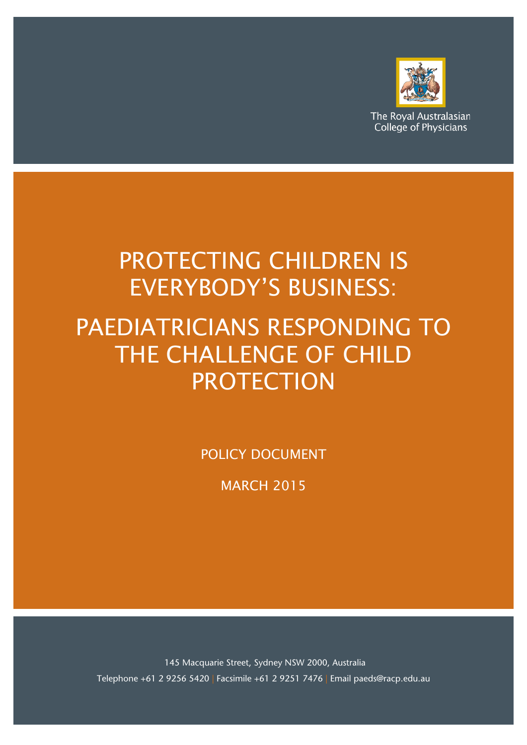The Royal Australasian College of Physicians

# PROTECTING CHILDREN IS EVERYBODY'S BUSINESS:

# PAEDIATRICIANS RESPONDING TO THE CHALLENGE OF CHILD PROTECTION

POLICY DOCUMENT

MARCH 2015

145 Macquarie Street, Sydney NSW 2000, Australia

Telephone +61 2 9256 5420 | Facsimile +61 2 9251 7476 | Email paeds@racp.edu.au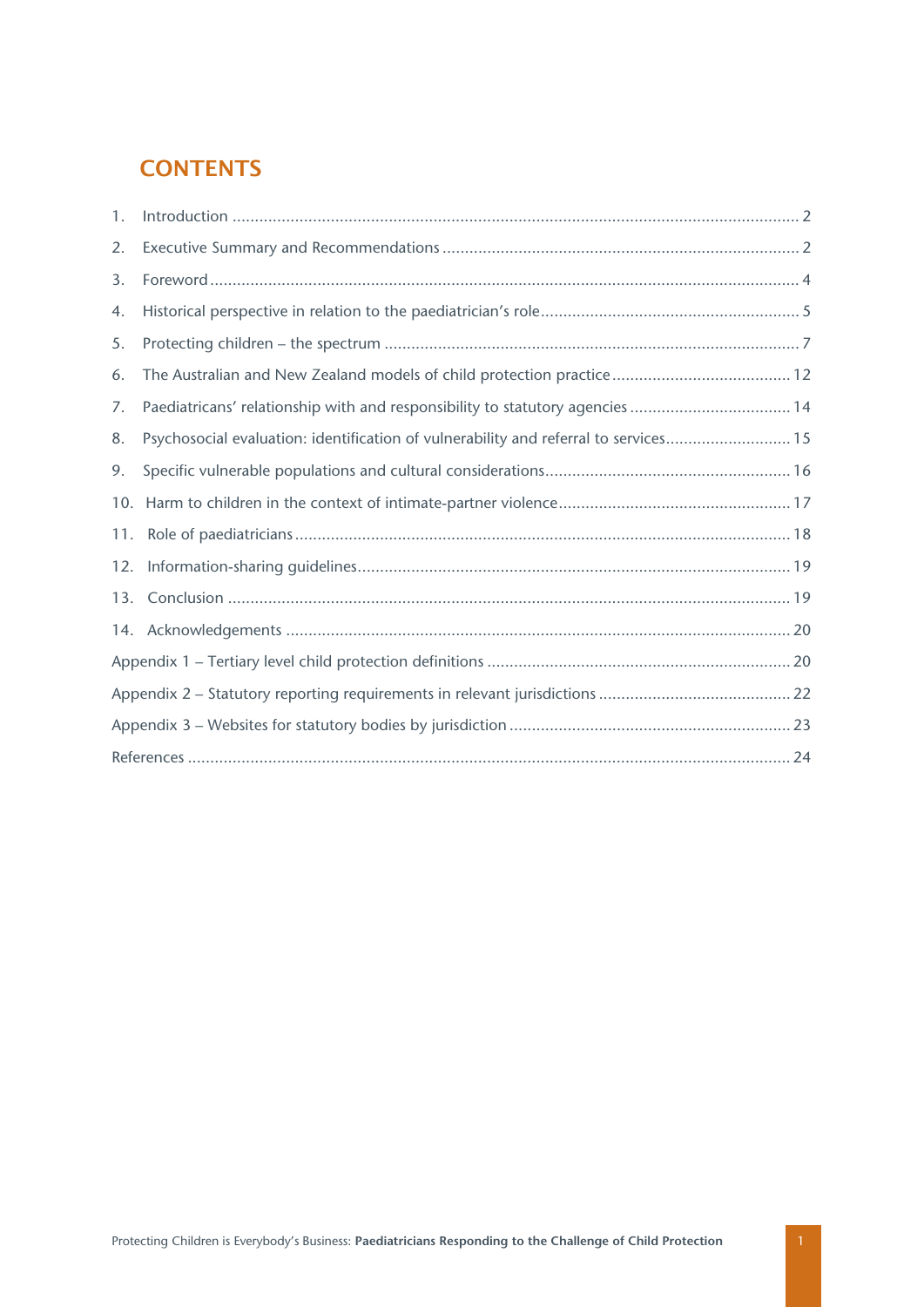# CONTENTS

1. Introduction .......... 2
2. Executive Summary and Recommendations .......... 2
3. Foreword .......... 4
4. Historical perspective in relation to the paediatrician's role .......... 5
5. Protecting children – the spectrum .......... 7
6. The Australian and New Zealand models of child protection practice .......... 12
7. Paediatricans' relationship with and responsibility to statutory agencies .......... 14
8. Psychosocial evaluation: identification of vulnerability and referral to services .......... 15
9. Specific vulnerable populations and cultural considerations .......... 16
10. Harm to children in the context of intimate-partner violence .......... 17
11. Role of paediatricians .......... 18
12. Information-sharing guidelines .......... 19
13. Conclusion .......... 19
14. Acknowledgements .......... 20

Appendix 1 – Tertiary level child protection definitions .......... 20

Appendix 2 – Statutory reporting requirements in relevant jurisdictions .......... 22

Appendix 3 – Websites for statutory bodies by jurisdiction .......... 23

References .......... 24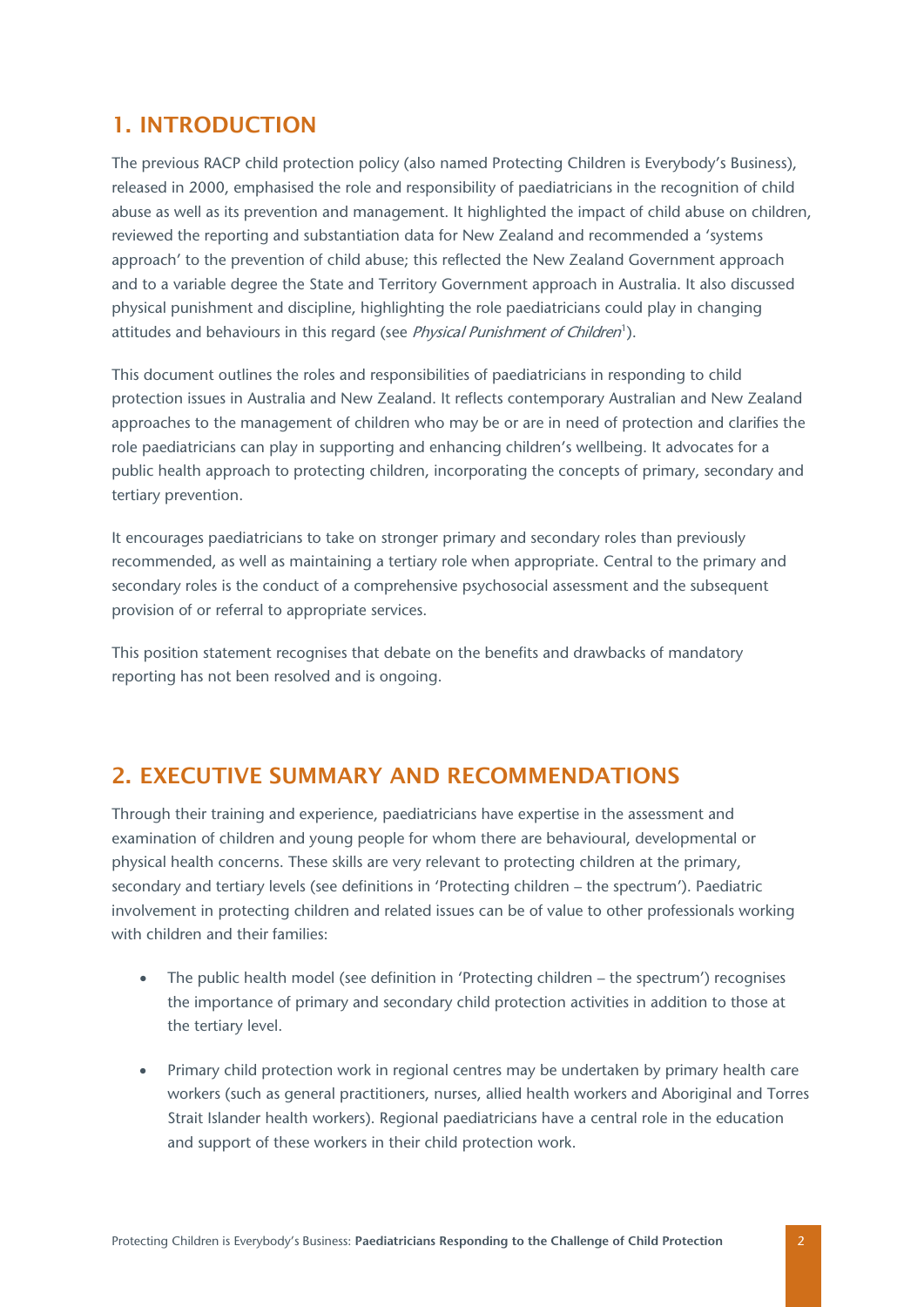## 1. INTRODUCTION

The previous RACP child protection policy (also named Protecting Children is Everybody's Business), released in 2000, emphasised the role and responsibility of paediatricians in the recognition of child abuse as well as its prevention and management. It highlighted the impact of child abuse on children, reviewed the reporting and substantiation data for New Zealand and recommended a 'systems approach' to the prevention of child abuse; this reflected the New Zealand Government approach and to a variable degree the State and Territory Government approach in Australia. It also discussed physical punishment and discipline, highlighting the role paediatricians could play in changing attitudes and behaviours in this regard (see *Physical Punishment of Children*[1]).

This document outlines the roles and responsibilities of paediatricians in responding to child protection issues in Australia and New Zealand. It reflects contemporary Australian and New Zealand approaches to the management of children who may be or are in need of protection and clarifies the role paediatricians can play in supporting and enhancing children's wellbeing. It advocates for a public health approach to protecting children, incorporating the concepts of primary, secondary and tertiary prevention.

It encourages paediatricians to take on stronger primary and secondary roles than previously recommended, as well as maintaining a tertiary role when appropriate. Central to the primary and secondary roles is the conduct of a comprehensive psychosocial assessment and the subsequent provision of or referral to appropriate services.

This position statement recognises that debate on the benefits and drawbacks of mandatory reporting has not been resolved and is ongoing.

## 2. EXECUTIVE SUMMARY AND RECOMMENDATIONS

Through their training and experience, paediatricians have expertise in the assessment and examination of children and young people for whom there are behavioural, developmental or physical health concerns. These skills are very relevant to protecting children at the primary, secondary and tertiary levels (see definitions in 'Protecting children – the spectrum'). Paediatric involvement in protecting children and related issues can be of value to other professionals working with children and their families:

- The public health model (see definition in 'Protecting children – the spectrum') recognises the importance of primary and secondary child protection activities in addition to those at the tertiary level.
- Primary child protection work in regional centres may be undertaken by primary health care workers (such as general practitioners, nurses, allied health workers and Aboriginal and Torres Strait Islander health workers). Regional paediatricians have a central role in the education and support of these workers in their child protection work.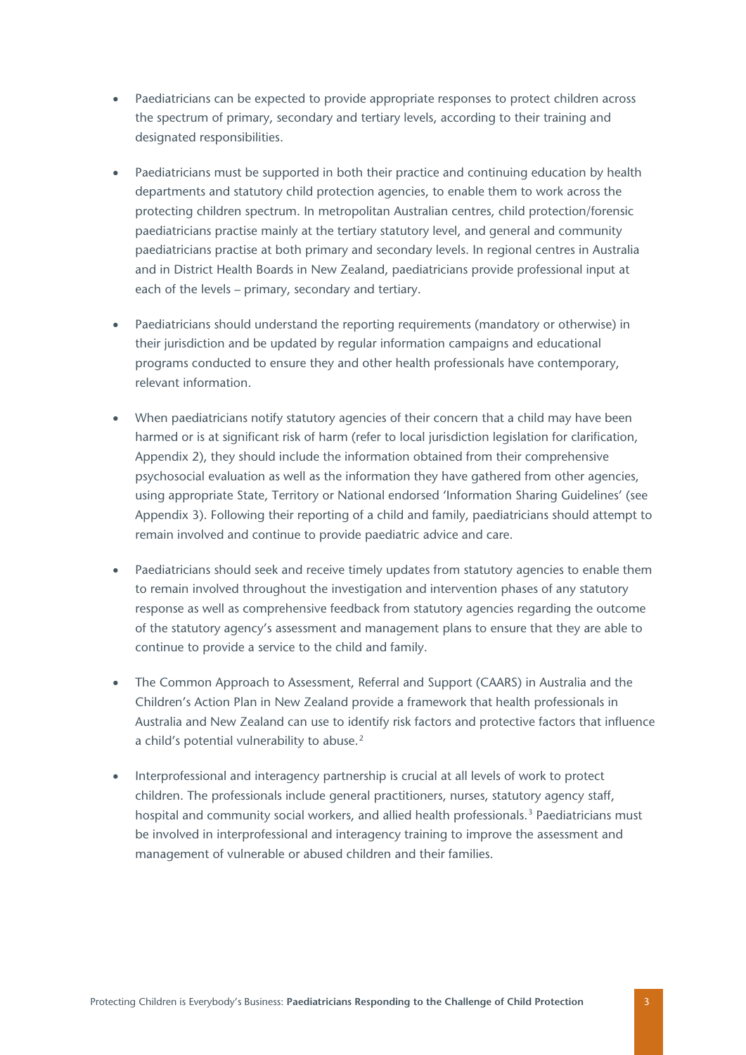- Paediatricians can be expected to provide appropriate responses to protect children across the spectrum of primary, secondary and tertiary levels, according to their training and designated responsibilities.

- Paediatricians must be supported in both their practice and continuing education by health departments and statutory child protection agencies, to enable them to work across the protecting children spectrum. In metropolitan Australian centres, child protection/forensic paediatricians practise mainly at the tertiary statutory level, and general and community paediatricians practise at both primary and secondary levels. In regional centres in Australia and in District Health Boards in New Zealand, paediatricians provide professional input at each of the levels – primary, secondary and tertiary.

- Paediatricians should understand the reporting requirements (mandatory or otherwise) in their jurisdiction and be updated by regular information campaigns and educational programs conducted to ensure they and other health professionals have contemporary, relevant information.

- When paediatricians notify statutory agencies of their concern that a child may have been harmed or is at significant risk of harm (refer to local jurisdiction legislation for clarification, Appendix 2), they should include the information obtained from their comprehensive psychosocial evaluation as well as the information they have gathered from other agencies, using appropriate State, Territory or National endorsed 'Information Sharing Guidelines' (see Appendix 3). Following their reporting of a child and family, paediatricians should attempt to remain involved and continue to provide paediatric advice and care.

- Paediatricians should seek and receive timely updates from statutory agencies to enable them to remain involved throughout the investigation and intervention phases of any statutory response as well as comprehensive feedback from statutory agencies regarding the outcome of the statutory agency's assessment and management plans to ensure that they are able to continue to provide a service to the child and family.

- The Common Approach to Assessment, Referral and Support (CAARS) in Australia and the Children's Action Plan in New Zealand provide a framework that health professionals in Australia and New Zealand can use to identify risk factors and protective factors that influence a child's potential vulnerability to abuse.[2]

- Interprofessional and interagency partnership is crucial at all levels of work to protect children. The professionals include general practitioners, nurses, statutory agency staff, hospital and community social workers, and allied health professionals.[3] Paediatricians must be involved in interprofessional and interagency training to improve the assessment and management of vulnerable or abused children and their families.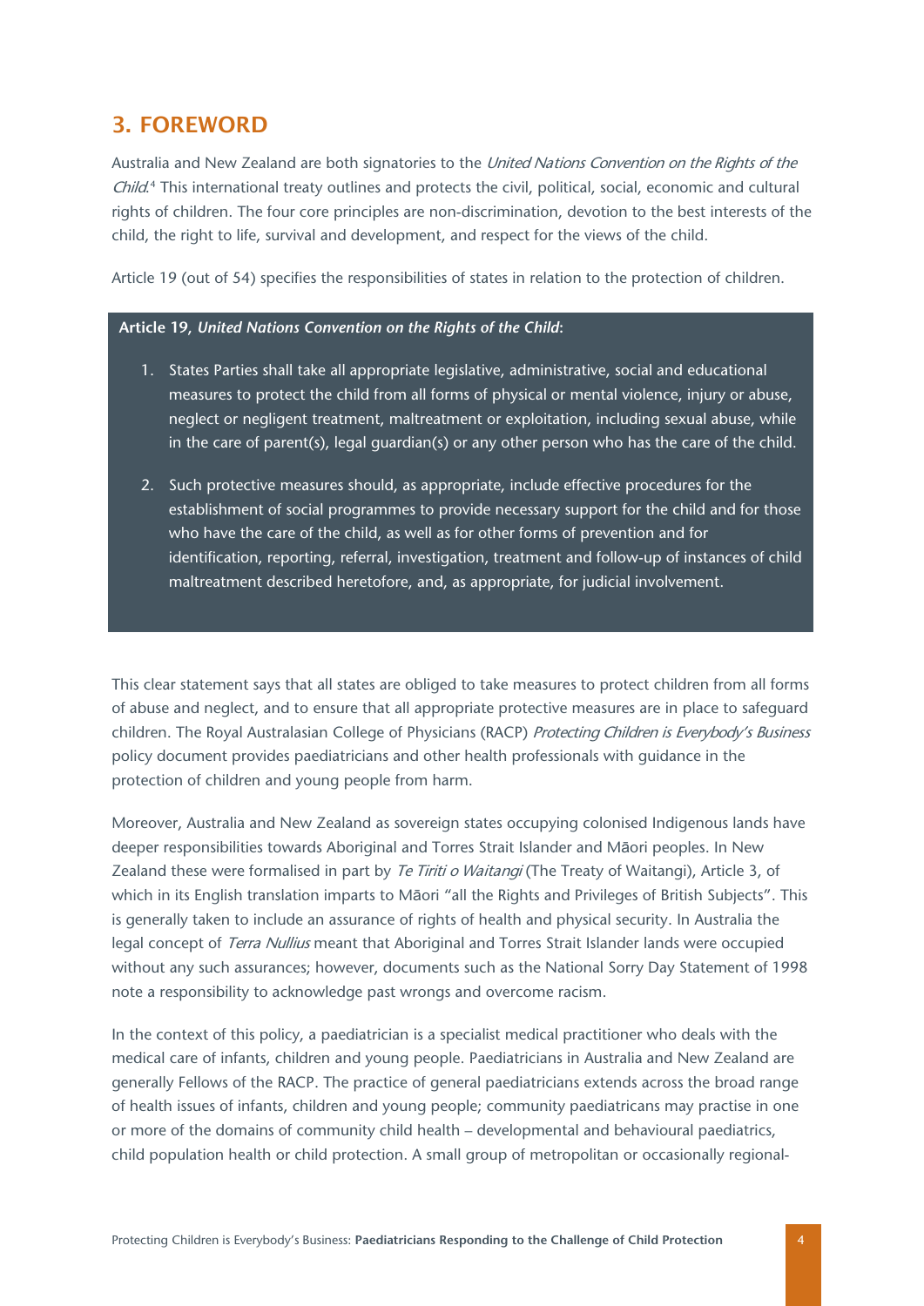## 3. FOREWORD

Australia and New Zealand are both signatories to the *United Nations Convention on the Rights of the Child*.[4] This international treaty outlines and protects the civil, political, social, economic and cultural rights of children. The four core principles are non-discrimination, devotion to the best interests of the child, the right to life, survival and development, and respect for the views of the child.

Article 19 (out of 54) specifies the responsibilities of states in relation to the protection of children.

**Article 19, *United Nations Convention on the Rights of the Child*:**

1. States Parties shall take all appropriate legislative, administrative, social and educational measures to protect the child from all forms of physical or mental violence, injury or abuse, neglect or negligent treatment, maltreatment or exploitation, including sexual abuse, while in the care of parent(s), legal guardian(s) or any other person who has the care of the child.
2. Such protective measures should, as appropriate, include effective procedures for the establishment of social programmes to provide necessary support for the child and for those who have the care of the child, as well as for other forms of prevention and for identification, reporting, referral, investigation, treatment and follow-up of instances of child maltreatment described heretofore, and, as appropriate, for judicial involvement.

This clear statement says that all states are obliged to take measures to protect children from all forms of abuse and neglect, and to ensure that all appropriate protective measures are in place to safeguard children. The Royal Australasian College of Physicians (RACP) *Protecting Children is Everybody's Business* policy document provides paediatricians and other health professionals with guidance in the protection of children and young people from harm.

Moreover, Australia and New Zealand as sovereign states occupying colonised Indigenous lands have deeper responsibilities towards Aboriginal and Torres Strait Islander and Māori peoples. In New Zealand these were formalised in part by *Te Tiriti o Waitangi* (The Treaty of Waitangi), Article 3, of which in its English translation imparts to Māori "all the Rights and Privileges of British Subjects". This is generally taken to include an assurance of rights of health and physical security. In Australia the legal concept of *Terra Nullius* meant that Aboriginal and Torres Strait Islander lands were occupied without any such assurances; however, documents such as the National Sorry Day Statement of 1998 note a responsibility to acknowledge past wrongs and overcome racism.

In the context of this policy, a paediatrician is a specialist medical practitioner who deals with the medical care of infants, children and young people. Paediatricians in Australia and New Zealand are generally Fellows of the RACP. The practice of general paediatricians extends across the broad range of health issues of infants, children and young people; community paediatricans may practise in one or more of the domains of community child health – developmental and behavioural paediatrics, child population health or child protection. A small group of metropolitan or occasionally regional-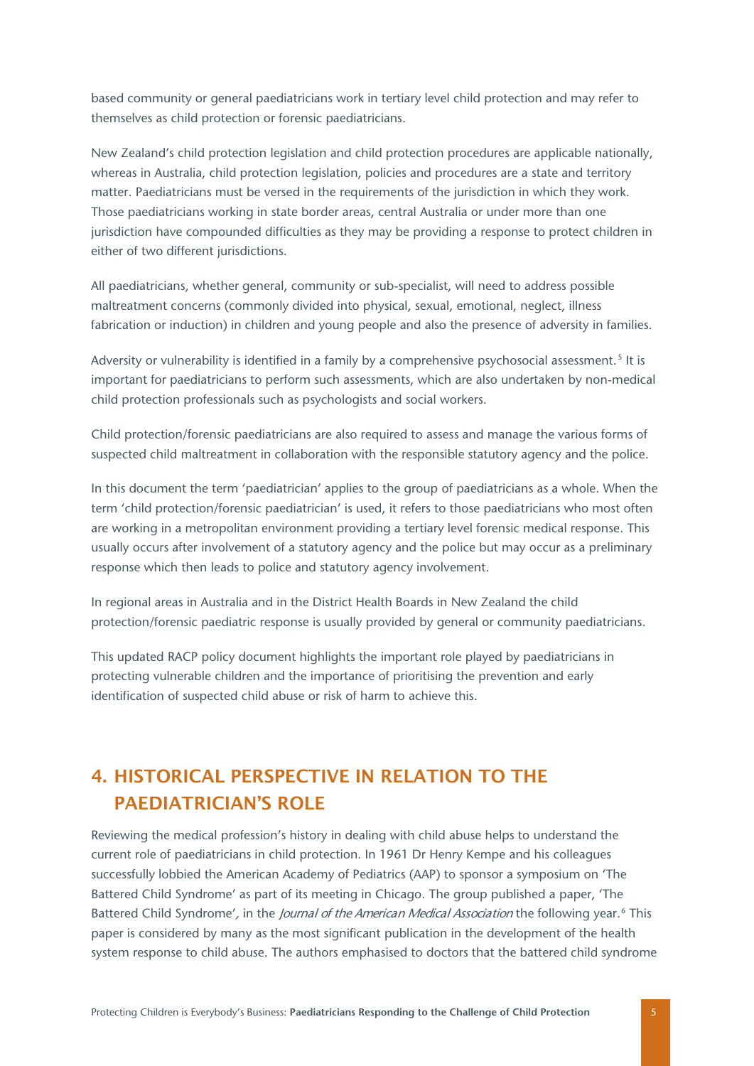based community or general paediatricians work in tertiary level child protection and may refer to themselves as child protection or forensic paediatricians.

New Zealand's child protection legislation and child protection procedures are applicable nationally, whereas in Australia, child protection legislation, policies and procedures are a state and territory matter. Paediatricians must be versed in the requirements of the jurisdiction in which they work. Those paediatricians working in state border areas, central Australia or under more than one jurisdiction have compounded difficulties as they may be providing a response to protect children in either of two different jurisdictions.

All paediatricians, whether general, community or sub-specialist, will need to address possible maltreatment concerns (commonly divided into physical, sexual, emotional, neglect, illness fabrication or induction) in children and young people and also the presence of adversity in families.

Adversity or vulnerability is identified in a family by a comprehensive psychosocial assessment.[5] It is important for paediatricians to perform such assessments, which are also undertaken by non-medical child protection professionals such as psychologists and social workers.

Child protection/forensic paediatricians are also required to assess and manage the various forms of suspected child maltreatment in collaboration with the responsible statutory agency and the police.

In this document the term 'paediatrician' applies to the group of paediatricians as a whole. When the term 'child protection/forensic paediatrician' is used, it refers to those paediatricians who most often are working in a metropolitan environment providing a tertiary level forensic medical response. This usually occurs after involvement of a statutory agency and the police but may occur as a preliminary response which then leads to police and statutory agency involvement.

In regional areas in Australia and in the District Health Boards in New Zealand the child protection/forensic paediatric response is usually provided by general or community paediatricians.

This updated RACP policy document highlights the important role played by paediatricians in protecting vulnerable children and the importance of prioritising the prevention and early identification of suspected child abuse or risk of harm to achieve this.

## 4. HISTORICAL PERSPECTIVE IN RELATION TO THE PAEDIATRICIAN'S ROLE

Reviewing the medical profession's history in dealing with child abuse helps to understand the current role of paediatricians in child protection. In 1961 Dr Henry Kempe and his colleagues successfully lobbied the American Academy of Pediatrics (AAP) to sponsor a symposium on 'The Battered Child Syndrome' as part of its meeting in Chicago. The group published a paper, 'The Battered Child Syndrome', in the *Journal of the American Medical Association* the following year.[6] This paper is considered by many as the most significant publication in the development of the health system response to child abuse. The authors emphasised to doctors that the battered child syndrome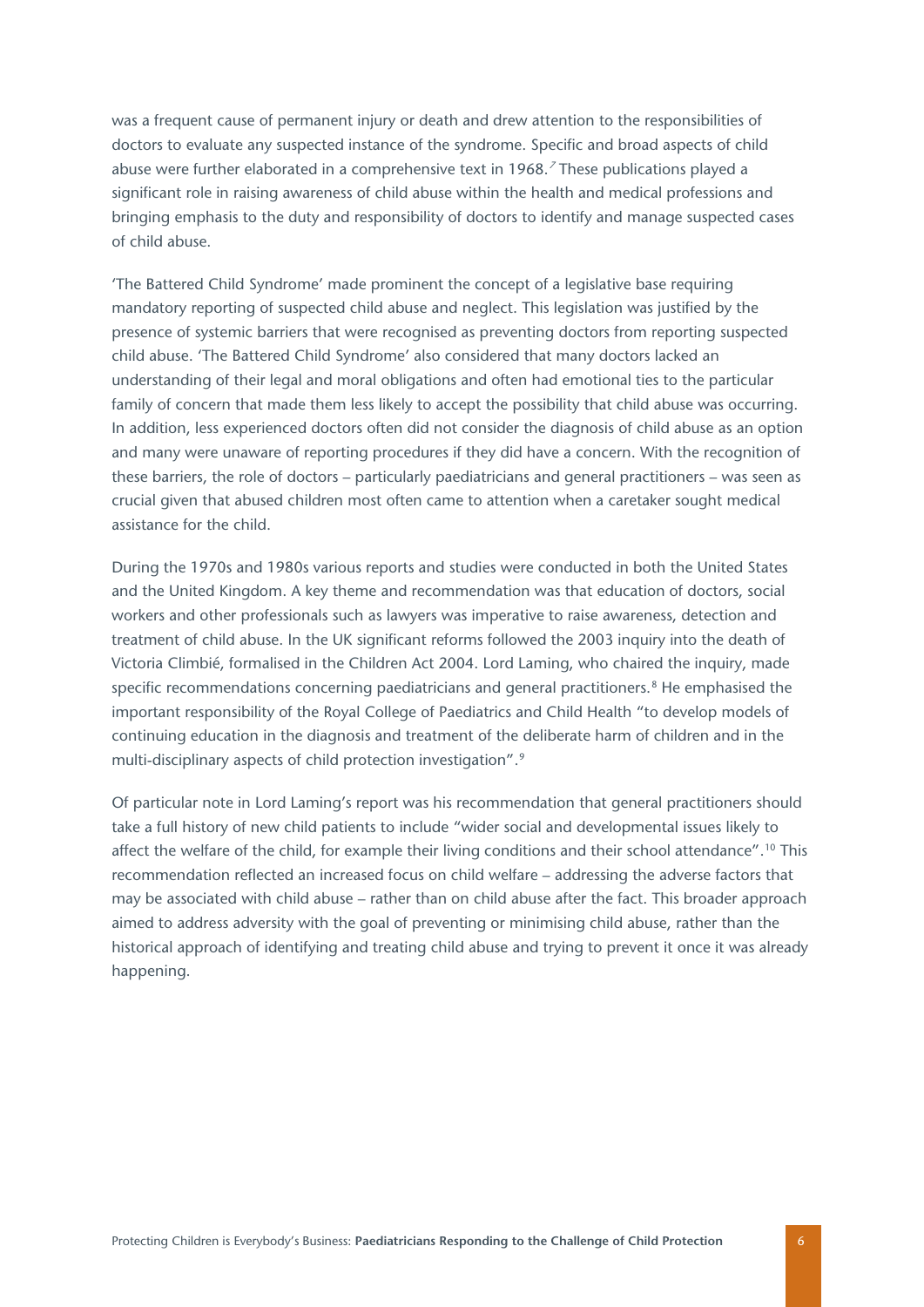was a frequent cause of permanent injury or death and drew attention to the responsibilities of doctors to evaluate any suspected instance of the syndrome. Specific and broad aspects of child abuse were further elaborated in a comprehensive text in 1968.[7] These publications played a significant role in raising awareness of child abuse within the health and medical professions and bringing emphasis to the duty and responsibility of doctors to identify and manage suspected cases of child abuse.

'The Battered Child Syndrome' made prominent the concept of a legislative base requiring mandatory reporting of suspected child abuse and neglect. This legislation was justified by the presence of systemic barriers that were recognised as preventing doctors from reporting suspected child abuse. 'The Battered Child Syndrome' also considered that many doctors lacked an understanding of their legal and moral obligations and often had emotional ties to the particular family of concern that made them less likely to accept the possibility that child abuse was occurring. In addition, less experienced doctors often did not consider the diagnosis of child abuse as an option and many were unaware of reporting procedures if they did have a concern. With the recognition of these barriers, the role of doctors – particularly paediatricians and general practitioners – was seen as crucial given that abused children most often came to attention when a caretaker sought medical assistance for the child.

During the 1970s and 1980s various reports and studies were conducted in both the United States and the United Kingdom. A key theme and recommendation was that education of doctors, social workers and other professionals such as lawyers was imperative to raise awareness, detection and treatment of child abuse. In the UK significant reforms followed the 2003 inquiry into the death of Victoria Climbié, formalised in the Children Act 2004. Lord Laming, who chaired the inquiry, made specific recommendations concerning paediatricians and general practitioners.[8] He emphasised the important responsibility of the Royal College of Paediatrics and Child Health "to develop models of continuing education in the diagnosis and treatment of the deliberate harm of children and in the multi-disciplinary aspects of child protection investigation".[9]

Of particular note in Lord Laming's report was his recommendation that general practitioners should take a full history of new child patients to include "wider social and developmental issues likely to affect the welfare of the child, for example their living conditions and their school attendance".[10] This recommendation reflected an increased focus on child welfare – addressing the adverse factors that may be associated with child abuse – rather than on child abuse after the fact. This broader approach aimed to address adversity with the goal of preventing or minimising child abuse, rather than the historical approach of identifying and treating child abuse and trying to prevent it once it was already happening.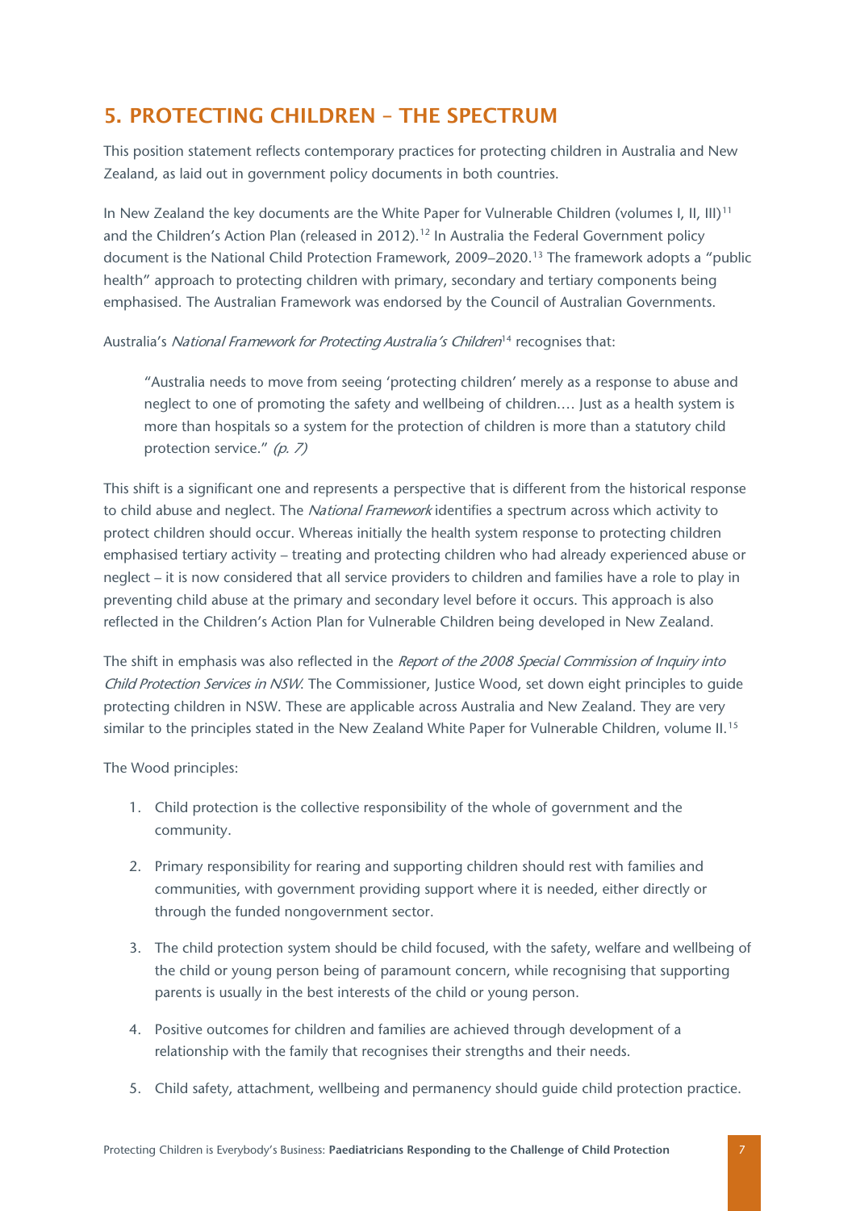## 5. PROTECTING CHILDREN – THE SPECTRUM

This position statement reflects contemporary practices for protecting children in Australia and New Zealand, as laid out in government policy documents in both countries.

In New Zealand the key documents are the White Paper for Vulnerable Children (volumes I, II, III)[11] and the Children's Action Plan (released in 2012).[12] In Australia the Federal Government policy document is the National Child Protection Framework, 2009–2020.[13] The framework adopts a "public health" approach to protecting children with primary, secondary and tertiary components being emphasised. The Australian Framework was endorsed by the Council of Australian Governments.

Australia's *National Framework for Protecting Australia's Children*[14] recognises that:

> "Australia needs to move from seeing 'protecting children' merely as a response to abuse and neglect to one of promoting the safety and wellbeing of children.… Just as a health system is more than hospitals so a system for the protection of children is more than a statutory child protection service." *(p. 7)*

This shift is a significant one and represents a perspective that is different from the historical response to child abuse and neglect. The *National Framework* identifies a spectrum across which activity to protect children should occur. Whereas initially the health system response to protecting children emphasised tertiary activity – treating and protecting children who had already experienced abuse or neglect – it is now considered that all service providers to children and families have a role to play in preventing child abuse at the primary and secondary level before it occurs. This approach is also reflected in the Children's Action Plan for Vulnerable Children being developed in New Zealand.

The shift in emphasis was also reflected in the *Report of the 2008 Special Commission of Inquiry into Child Protection Services in NSW*. The Commissioner, Justice Wood, set down eight principles to guide protecting children in NSW. These are applicable across Australia and New Zealand. They are very similar to the principles stated in the New Zealand White Paper for Vulnerable Children, volume II.[15]

The Wood principles:

1. Child protection is the collective responsibility of the whole of government and the community.
2. Primary responsibility for rearing and supporting children should rest with families and communities, with government providing support where it is needed, either directly or through the funded nongovernment sector.
3. The child protection system should be child focused, with the safety, welfare and wellbeing of the child or young person being of paramount concern, while recognising that supporting parents is usually in the best interests of the child or young person.
4. Positive outcomes for children and families are achieved through development of a relationship with the family that recognises their strengths and their needs.
5. Child safety, attachment, wellbeing and permanency should guide child protection practice.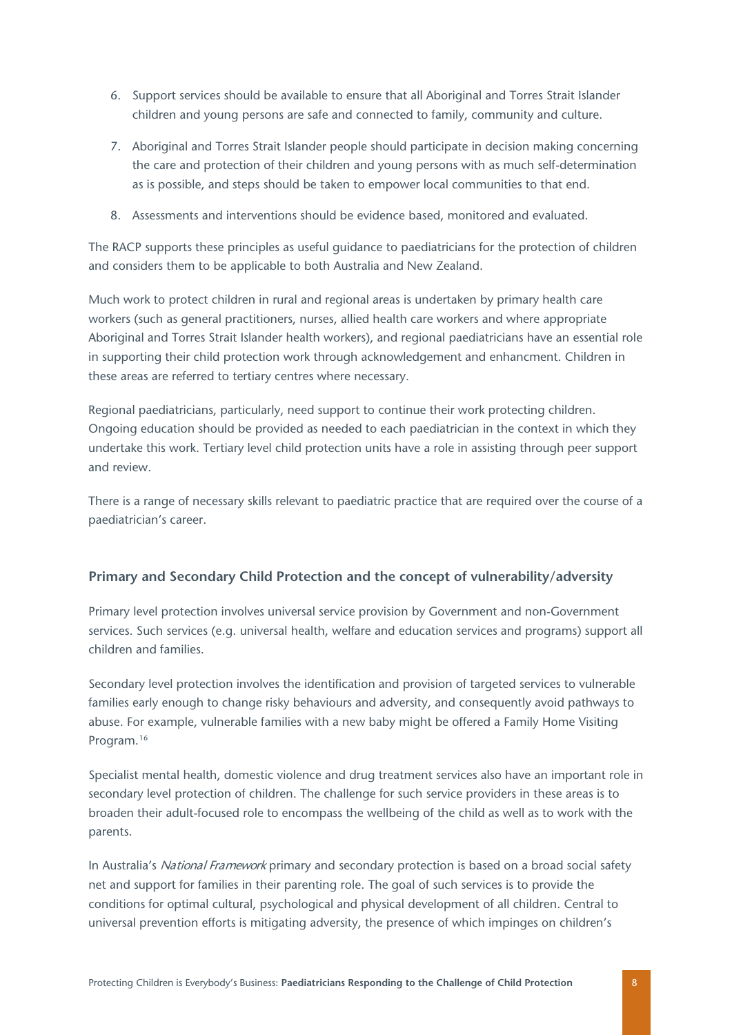6. Support services should be available to ensure that all Aboriginal and Torres Strait Islander children and young persons are safe and connected to family, community and culture.
7. Aboriginal and Torres Strait Islander people should participate in decision making concerning the care and protection of their children and young persons with as much self-determination as is possible, and steps should be taken to empower local communities to that end.
8. Assessments and interventions should be evidence based, monitored and evaluated.

The RACP supports these principles as useful guidance to paediatricians for the protection of children and considers them to be applicable to both Australia and New Zealand.

Much work to protect children in rural and regional areas is undertaken by primary health care workers (such as general practitioners, nurses, allied health care workers and where appropriate Aboriginal and Torres Strait Islander health workers), and regional paediatricians have an essential role in supporting their child protection work through acknowledgement and enhancment. Children in these areas are referred to tertiary centres where necessary.

Regional paediatricians, particularly, need support to continue their work protecting children. Ongoing education should be provided as needed to each paediatrician in the context in which they undertake this work. Tertiary level child protection units have a role in assisting through peer support and review.

There is a range of necessary skills relevant to paediatric practice that are required over the course of a paediatrician's career.

### Primary and Secondary Child Protection and the concept of vulnerability/adversity

Primary level protection involves universal service provision by Government and non-Government services. Such services (e.g. universal health, welfare and education services and programs) support all children and families.

Secondary level protection involves the identification and provision of targeted services to vulnerable families early enough to change risky behaviours and adversity, and consequently avoid pathways to abuse. For example, vulnerable families with a new baby might be offered a Family Home Visiting Program.[16]

Specialist mental health, domestic violence and drug treatment services also have an important role in secondary level protection of children. The challenge for such service providers in these areas is to broaden their adult-focused role to encompass the wellbeing of the child as well as to work with the parents.

In Australia's *National Framework* primary and secondary protection is based on a broad social safety net and support for families in their parenting role. The goal of such services is to provide the conditions for optimal cultural, psychological and physical development of all children. Central to universal prevention efforts is mitigating adversity, the presence of which impinges on children's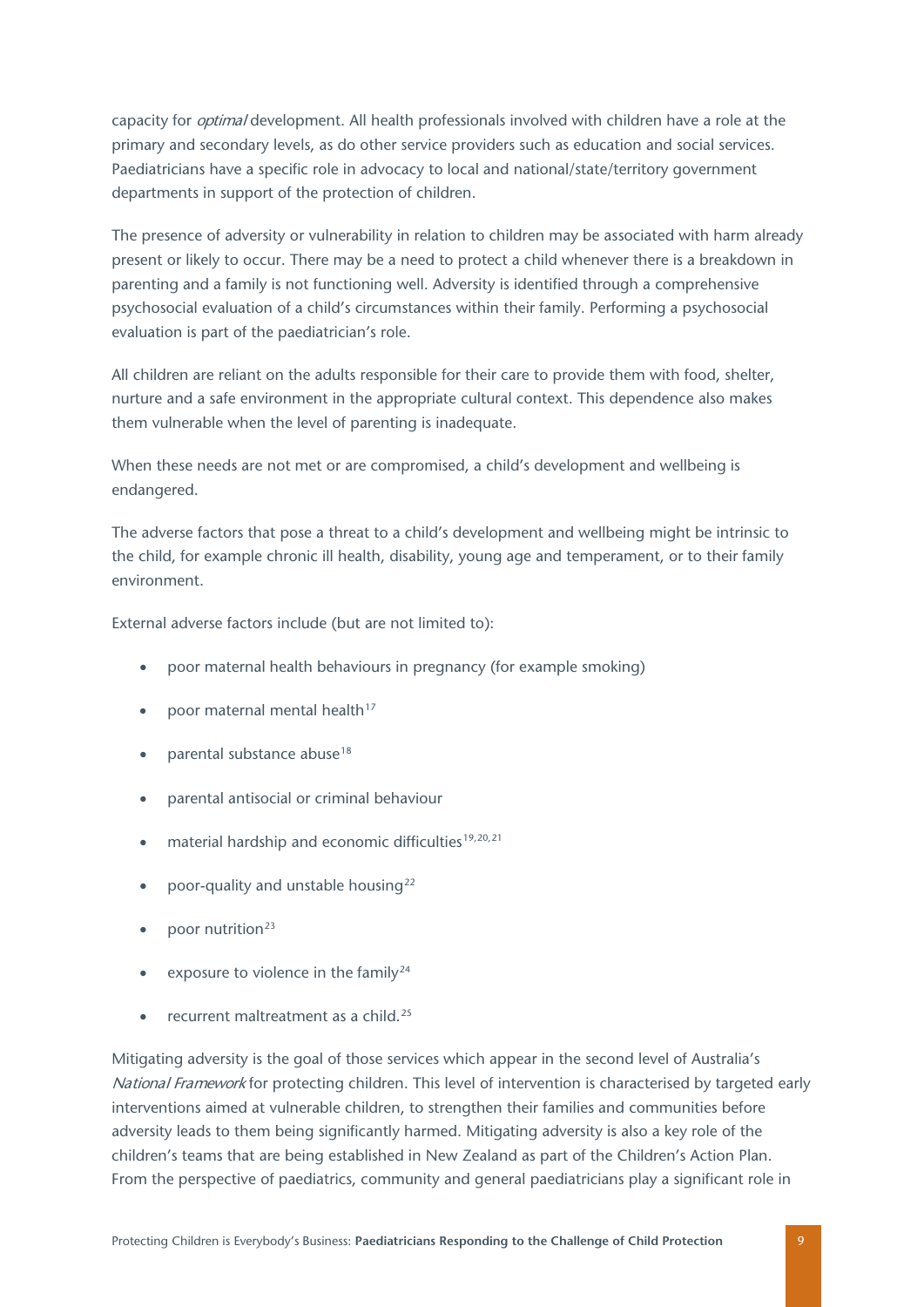capacity for *optimal* development. All health professionals involved with children have a role at the primary and secondary levels, as do other service providers such as education and social services. Paediatricians have a specific role in advocacy to local and national/state/territory government departments in support of the protection of children.

The presence of adversity or vulnerability in relation to children may be associated with harm already present or likely to occur. There may be a need to protect a child whenever there is a breakdown in parenting and a family is not functioning well. Adversity is identified through a comprehensive psychosocial evaluation of a child's circumstances within their family. Performing a psychosocial evaluation is part of the paediatrician's role.

All children are reliant on the adults responsible for their care to provide them with food, shelter, nurture and a safe environment in the appropriate cultural context. This dependence also makes them vulnerable when the level of parenting is inadequate.

When these needs are not met or are compromised, a child's development and wellbeing is endangered.

The adverse factors that pose a threat to a child's development and wellbeing might be intrinsic to the child, for example chronic ill health, disability, young age and temperament, or to their family environment.

External adverse factors include (but are not limited to):

- poor maternal health behaviours in pregnancy (for example smoking)
- poor maternal mental health[17]
- parental substance abuse[18]
- parental antisocial or criminal behaviour
- material hardship and economic difficulties[19,20,21]
- poor-quality and unstable housing[22]
- poor nutrition[23]
- exposure to violence in the family[24]
- recurrent maltreatment as a child.[25]

Mitigating adversity is the goal of those services which appear in the second level of Australia's *National Framework* for protecting children. This level of intervention is characterised by targeted early interventions aimed at vulnerable children, to strengthen their families and communities before adversity leads to them being significantly harmed. Mitigating adversity is also a key role of the children's teams that are being established in New Zealand as part of the Children's Action Plan. From the perspective of paediatrics, community and general paediatricians play a significant role in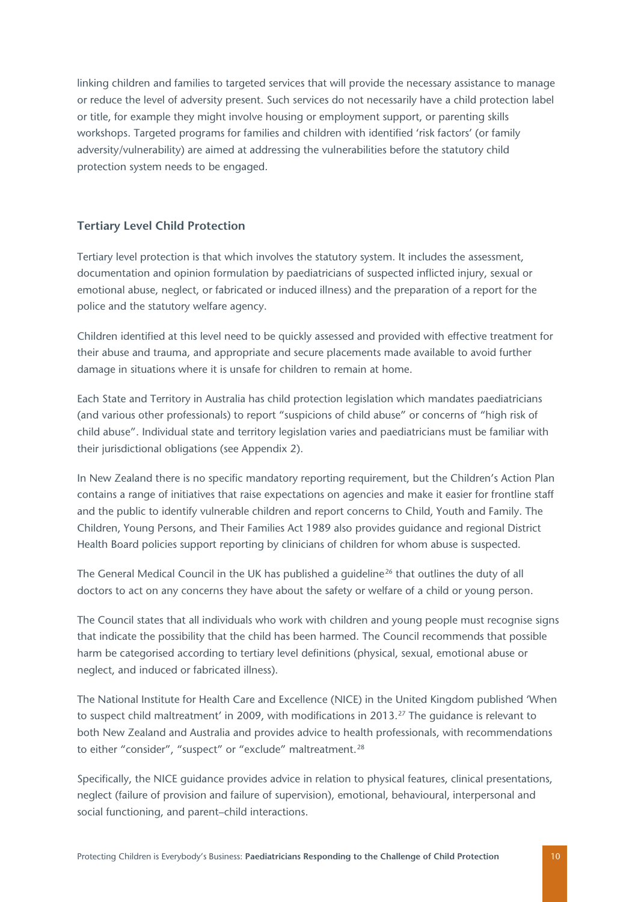linking children and families to targeted services that will provide the necessary assistance to manage or reduce the level of adversity present. Such services do not necessarily have a child protection label or title, for example they might involve housing or employment support, or parenting skills workshops. Targeted programs for families and children with identified 'risk factors' (or family adversity/vulnerability) are aimed at addressing the vulnerabilities before the statutory child protection system needs to be engaged.

### Tertiary Level Child Protection

Tertiary level protection is that which involves the statutory system. It includes the assessment, documentation and opinion formulation by paediatricians of suspected inflicted injury, sexual or emotional abuse, neglect, or fabricated or induced illness) and the preparation of a report for the police and the statutory welfare agency.

Children identified at this level need to be quickly assessed and provided with effective treatment for their abuse and trauma, and appropriate and secure placements made available to avoid further damage in situations where it is unsafe for children to remain at home.

Each State and Territory in Australia has child protection legislation which mandates paediatricians (and various other professionals) to report "suspicions of child abuse" or concerns of "high risk of child abuse". Individual state and territory legislation varies and paediatricians must be familiar with their jurisdictional obligations (see Appendix 2).

In New Zealand there is no specific mandatory reporting requirement, but the Children's Action Plan contains a range of initiatives that raise expectations on agencies and make it easier for frontline staff and the public to identify vulnerable children and report concerns to Child, Youth and Family. The Children, Young Persons, and Their Families Act 1989 also provides guidance and regional District Health Board policies support reporting by clinicians of children for whom abuse is suspected.

The General Medical Council in the UK has published a guideline[26] that outlines the duty of all doctors to act on any concerns they have about the safety or welfare of a child or young person.

The Council states that all individuals who work with children and young people must recognise signs that indicate the possibility that the child has been harmed. The Council recommends that possible harm be categorised according to tertiary level definitions (physical, sexual, emotional abuse or neglect, and induced or fabricated illness).

The National Institute for Health Care and Excellence (NICE) in the United Kingdom published 'When to suspect child maltreatment' in 2009, with modifications in 2013.[27] The guidance is relevant to both New Zealand and Australia and provides advice to health professionals, with recommendations to either "consider", "suspect" or "exclude" maltreatment.[28]

Specifically, the NICE guidance provides advice in relation to physical features, clinical presentations, neglect (failure of provision and failure of supervision), emotional, behavioural, interpersonal and social functioning, and parent–child interactions.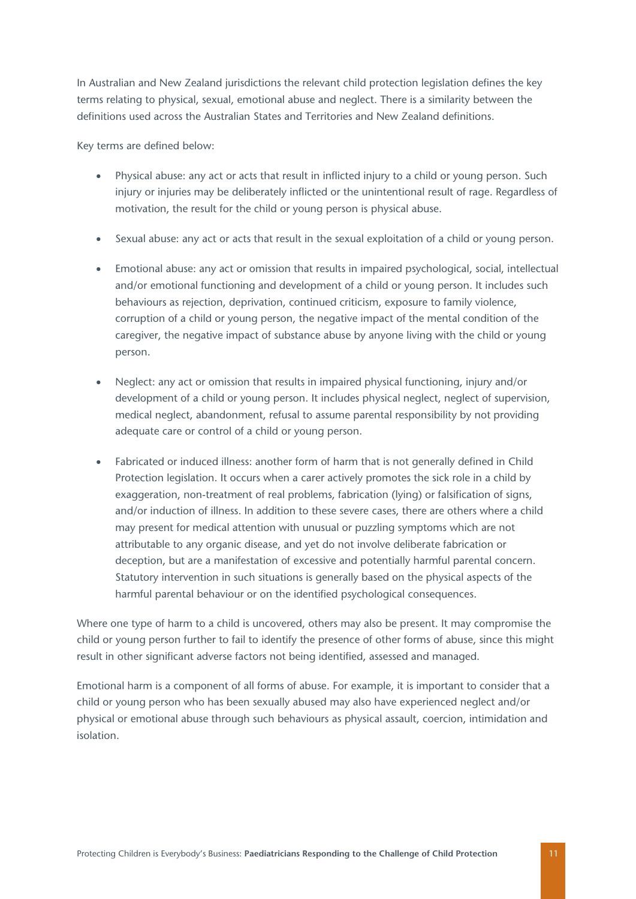In Australian and New Zealand jurisdictions the relevant child protection legislation defines the key terms relating to physical, sexual, emotional abuse and neglect. There is a similarity between the definitions used across the Australian States and Territories and New Zealand definitions.

Key terms are defined below:

- Physical abuse: any act or acts that result in inflicted injury to a child or young person. Such injury or injuries may be deliberately inflicted or the unintentional result of rage. Regardless of motivation, the result for the child or young person is physical abuse.

- Sexual abuse: any act or acts that result in the sexual exploitation of a child or young person.

- Emotional abuse: any act or omission that results in impaired psychological, social, intellectual and/or emotional functioning and development of a child or young person. It includes such behaviours as rejection, deprivation, continued criticism, exposure to family violence, corruption of a child or young person, the negative impact of the mental condition of the caregiver, the negative impact of substance abuse by anyone living with the child or young person.

- Neglect: any act or omission that results in impaired physical functioning, injury and/or development of a child or young person. It includes physical neglect, neglect of supervision, medical neglect, abandonment, refusal to assume parental responsibility by not providing adequate care or control of a child or young person.

- Fabricated or induced illness: another form of harm that is not generally defined in Child Protection legislation. It occurs when a carer actively promotes the sick role in a child by exaggeration, non-treatment of real problems, fabrication (lying) or falsification of signs, and/or induction of illness. In addition to these severe cases, there are others where a child may present for medical attention with unusual or puzzling symptoms which are not attributable to any organic disease, and yet do not involve deliberate fabrication or deception, but are a manifestation of excessive and potentially harmful parental concern. Statutory intervention in such situations is generally based on the physical aspects of the harmful parental behaviour or on the identified psychological consequences.

Where one type of harm to a child is uncovered, others may also be present. It may compromise the child or young person further to fail to identify the presence of other forms of abuse, since this might result in other significant adverse factors not being identified, assessed and managed.

Emotional harm is a component of all forms of abuse. For example, it is important to consider that a child or young person who has been sexually abused may also have experienced neglect and/or physical or emotional abuse through such behaviours as physical assault, coercion, intimidation and isolation.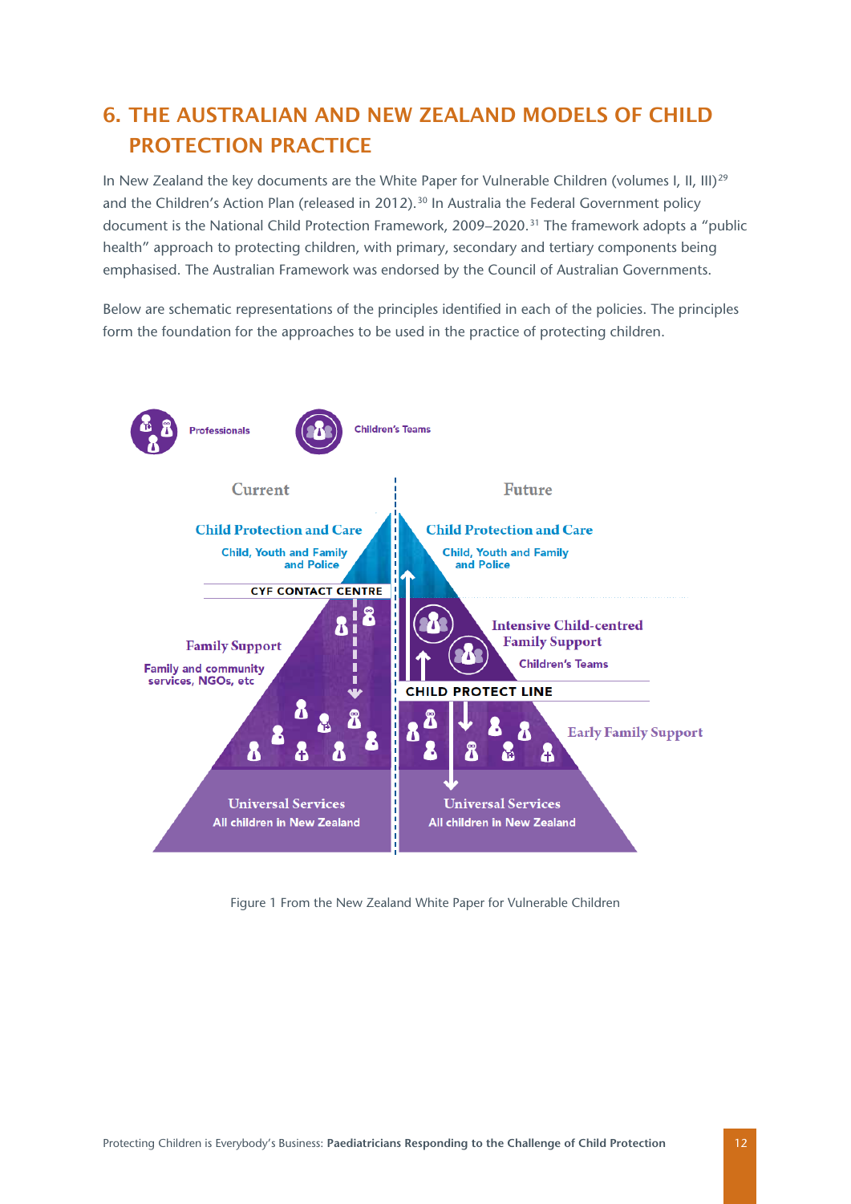## 6. THE AUSTRALIAN AND NEW ZEALAND MODELS OF CHILD PROTECTION PRACTICE

In New Zealand the key documents are the White Paper for Vulnerable Children (volumes I, II, III)[29] and the Children's Action Plan (released in 2012).[30] In Australia the Federal Government policy document is the National Child Protection Framework, 2009–2020.[31] The framework adopts a "public health" approach to protecting children, with primary, secondary and tertiary components being emphasised. The Australian Framework was endorsed by the Council of Australian Governments.

Below are schematic representations of the principles identified in each of the policies. The principles form the foundation for the approaches to be used in the practice of protecting children.

Figure 1 From the New Zealand White Paper for Vulnerable Children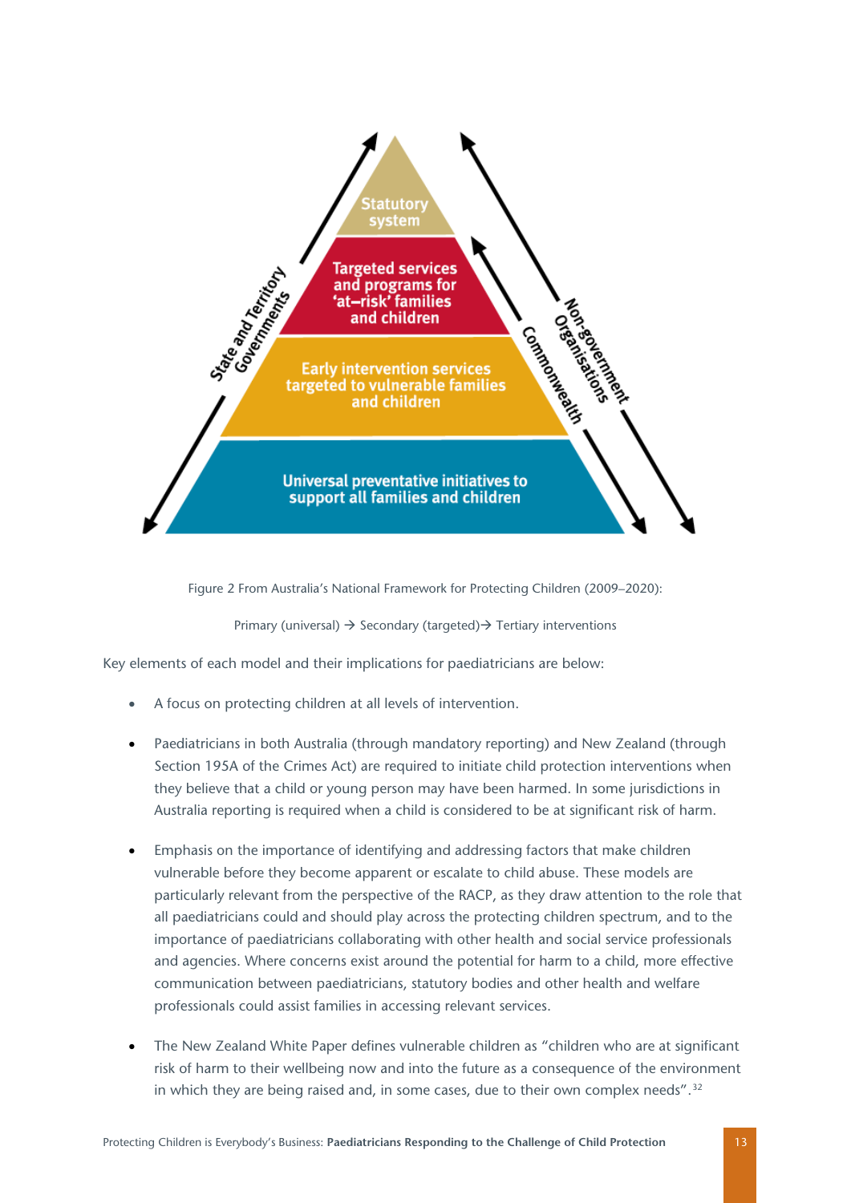Statutory system

Targeted services and programs for 'at–risk' families and children

Early intervention services targeted to vulnerable families and children

Universal preventative initiatives to support all families and children

State and Territory Governments

Commonwealth

Non-government Organisations

Figure 2 From Australia's National Framework for Protecting Children (2009–2020):

Primary (universal) → Secondary (targeted)→ Tertiary interventions

Key elements of each model and their implications for paediatricians are below:

- A focus on protecting children at all levels of intervention.
- Paediatricians in both Australia (through mandatory reporting) and New Zealand (through Section 195A of the Crimes Act) are required to initiate child protection interventions when they believe that a child or young person may have been harmed. In some jurisdictions in Australia reporting is required when a child is considered to be at significant risk of harm.
- Emphasis on the importance of identifying and addressing factors that make children vulnerable before they become apparent or escalate to child abuse. These models are particularly relevant from the perspective of the RACP, as they draw attention to the role that all paediatricians could and should play across the protecting children spectrum, and to the importance of paediatricians collaborating with other health and social service professionals and agencies. Where concerns exist around the potential for harm to a child, more effective communication between paediatricians, statutory bodies and other health and welfare professionals could assist families in accessing relevant services.
- The New Zealand White Paper defines vulnerable children as "children who are at significant risk of harm to their wellbeing now and into the future as a consequence of the environment in which they are being raised and, in some cases, due to their own complex needs".[32]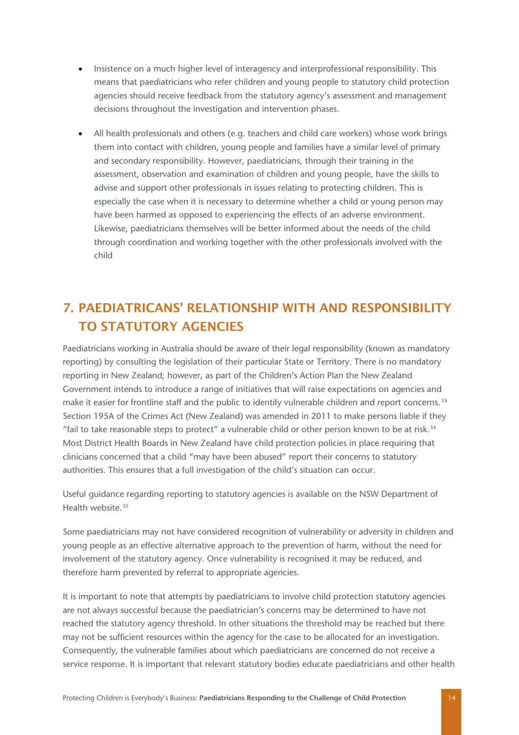- Insistence on a much higher level of interagency and interprofessional responsibility. This means that paediatricians who refer children and young people to statutory child protection agencies should receive feedback from the statutory agency's assessment and management decisions throughout the investigation and intervention phases.

- All health professionals and others (e.g. teachers and child care workers) whose work brings them into contact with children, young people and families have a similar level of primary and secondary responsibility. However, paediatricians, through their training in the assessment, observation and examination of children and young people, have the skills to advise and support other professionals in issues relating to protecting children. This is especially the case when it is necessary to determine whether a child or young person may have been harmed as opposed to experiencing the effects of an adverse environment. Likewise, paediatricians themselves will be better informed about the needs of the child through coordination and working together with the other professionals involved with the child

## 7. PAEDIATRICANS' RELATIONSHIP WITH AND RESPONSIBILITY TO STATUTORY AGENCIES

Paediatricians working in Australia should be aware of their legal responsibility (known as mandatory reporting) by consulting the legislation of their particular State or Territory. There is no mandatory reporting in New Zealand; however, as part of the Children's Action Plan the New Zealand Government intends to introduce a range of initiatives that will raise expectations on agencies and make it easier for frontline staff and the public to identify vulnerable children and report concerns.[33] Section 195A of the Crimes Act (New Zealand) was amended in 2011 to make persons liable if they "fail to take reasonable steps to protect" a vulnerable child or other person known to be at risk.[34] Most District Health Boards in New Zealand have child protection policies in place requiring that clinicians concerned that a child "may have been abused" report their concerns to statutory authorities. This ensures that a full investigation of the child's situation can occur.

Useful guidance regarding reporting to statutory agencies is available on the NSW Department of Health website.[35]

Some paediatricians may not have considered recognition of vulnerability or adversity in children and young people as an effective alternative approach to the prevention of harm, without the need for involvement of the statutory agency. Once vulnerability is recognised it may be reduced, and therefore harm prevented by referral to appropriate agencies.

It is important to note that attempts by paediatricians to involve child protection statutory agencies are not always successful because the paediatrician's concerns may be determined to have not reached the statutory agency threshold. In other situations the threshold may be reached but there may not be sufficient resources within the agency for the case to be allocated for an investigation. Consequently, the vulnerable families about which paediatricians are concerned do not receive a service response. It is important that relevant statutory bodies educate paediatricians and other health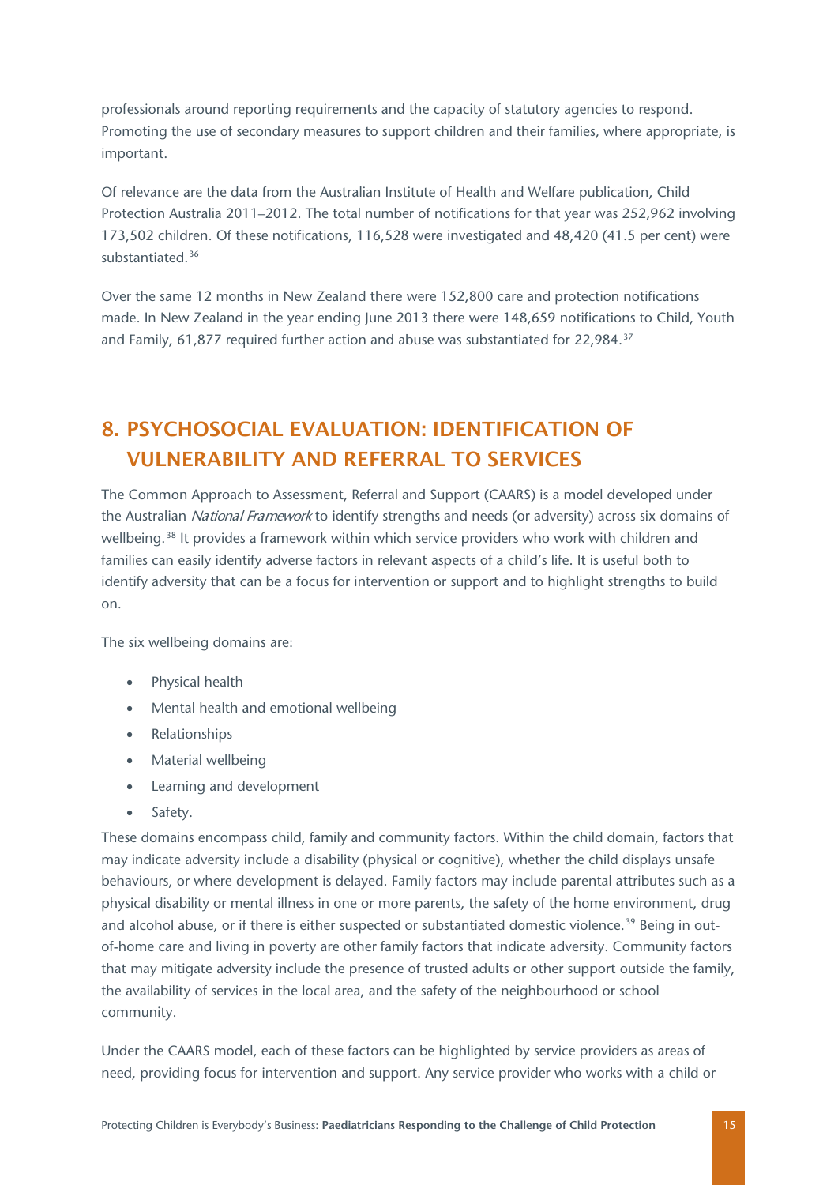professionals around reporting requirements and the capacity of statutory agencies to respond. Promoting the use of secondary measures to support children and their families, where appropriate, is important.

Of relevance are the data from the Australian Institute of Health and Welfare publication, Child Protection Australia 2011–2012. The total number of notifications for that year was 252,962 involving 173,502 children. Of these notifications, 116,528 were investigated and 48,420 (41.5 per cent) were substantiated.[36]

Over the same 12 months in New Zealand there were 152,800 care and protection notifications made. In New Zealand in the year ending June 2013 there were 148,659 notifications to Child, Youth and Family, 61,877 required further action and abuse was substantiated for 22,984.[37]

## 8. PSYCHOSOCIAL EVALUATION: IDENTIFICATION OF VULNERABILITY AND REFERRAL TO SERVICES

The Common Approach to Assessment, Referral and Support (CAARS) is a model developed under the Australian *National Framework* to identify strengths and needs (or adversity) across six domains of wellbeing.[38] It provides a framework within which service providers who work with children and families can easily identify adverse factors in relevant aspects of a child's life. It is useful both to identify adversity that can be a focus for intervention or support and to highlight strengths to build on.

The six wellbeing domains are:

- Physical health
- Mental health and emotional wellbeing
- Relationships
- Material wellbeing
- Learning and development
- Safety.

These domains encompass child, family and community factors. Within the child domain, factors that may indicate adversity include a disability (physical or cognitive), whether the child displays unsafe behaviours, or where development is delayed. Family factors may include parental attributes such as a physical disability or mental illness in one or more parents, the safety of the home environment, drug and alcohol abuse, or if there is either suspected or substantiated domestic violence.[39] Being in out-of-home care and living in poverty are other family factors that indicate adversity. Community factors that may mitigate adversity include the presence of trusted adults or other support outside the family, the availability of services in the local area, and the safety of the neighbourhood or school community.

Under the CAARS model, each of these factors can be highlighted by service providers as areas of need, providing focus for intervention and support. Any service provider who works with a child or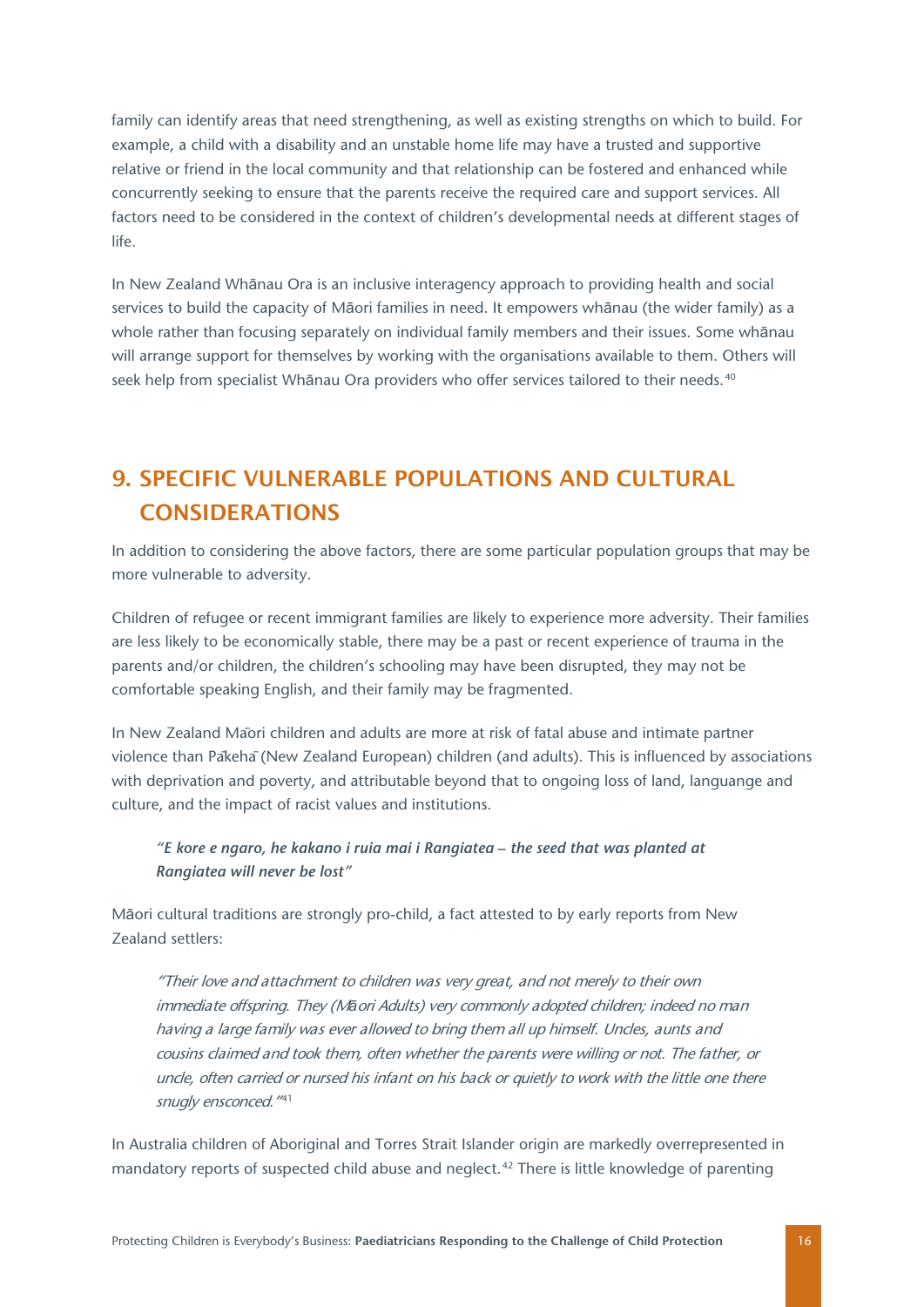family can identify areas that need strengthening, as well as existing strengths on which to build. For example, a child with a disability and an unstable home life may have a trusted and supportive relative or friend in the local community and that relationship can be fostered and enhanced while concurrently seeking to ensure that the parents receive the required care and support services. All factors need to be considered in the context of children's developmental needs at different stages of life.

In New Zealand Whānau Ora is an inclusive interagency approach to providing health and social services to build the capacity of Māori families in need. It empowers whānau (the wider family) as a whole rather than focusing separately on individual family members and their issues. Some whānau will arrange support for themselves by working with the organisations available to them. Others will seek help from specialist Whānau Ora providers who offer services tailored to their needs.[40]

## 9. SPECIFIC VULNERABLE POPULATIONS AND CULTURAL CONSIDERATIONS

In addition to considering the above factors, there are some particular population groups that may be more vulnerable to adversity.

Children of refugee or recent immigrant families are likely to experience more adversity. Their families are less likely to be economically stable, there may be a past or recent experience of trauma in the parents and/or children, the children's schooling may have been disrupted, they may not be comfortable speaking English, and their family may be fragmented.

In New Zealand Māori children and adults are more at risk of fatal abuse and intimate partner violence than Pākehā (New Zealand European) children (and adults). This is influenced by associations with deprivation and poverty, and attributable beyond that to ongoing loss of land, languange and culture, and the impact of racist values and institutions.

> ***"E kore e ngaro, he kakano i ruia mai i Rangiatea – the seed that was planted at Rangiatea will never be lost"***

Māori cultural traditions are strongly pro-child, a fact attested to by early reports from New Zealand settlers:

> *"Their love and attachment to children was very great, and not merely to their own immediate offspring. They (Māori Adults) very commonly adopted children; indeed no man having a large family was ever allowed to bring them all up himself. Uncles, aunts and cousins claimed and took them, often whether the parents were willing or not. The father, or uncle, often carried or nursed his infant on his back or quietly to work with the little one there snugly ensconced."*[41]

In Australia children of Aboriginal and Torres Strait Islander origin are markedly overrepresented in mandatory reports of suspected child abuse and neglect.[42] There is little knowledge of parenting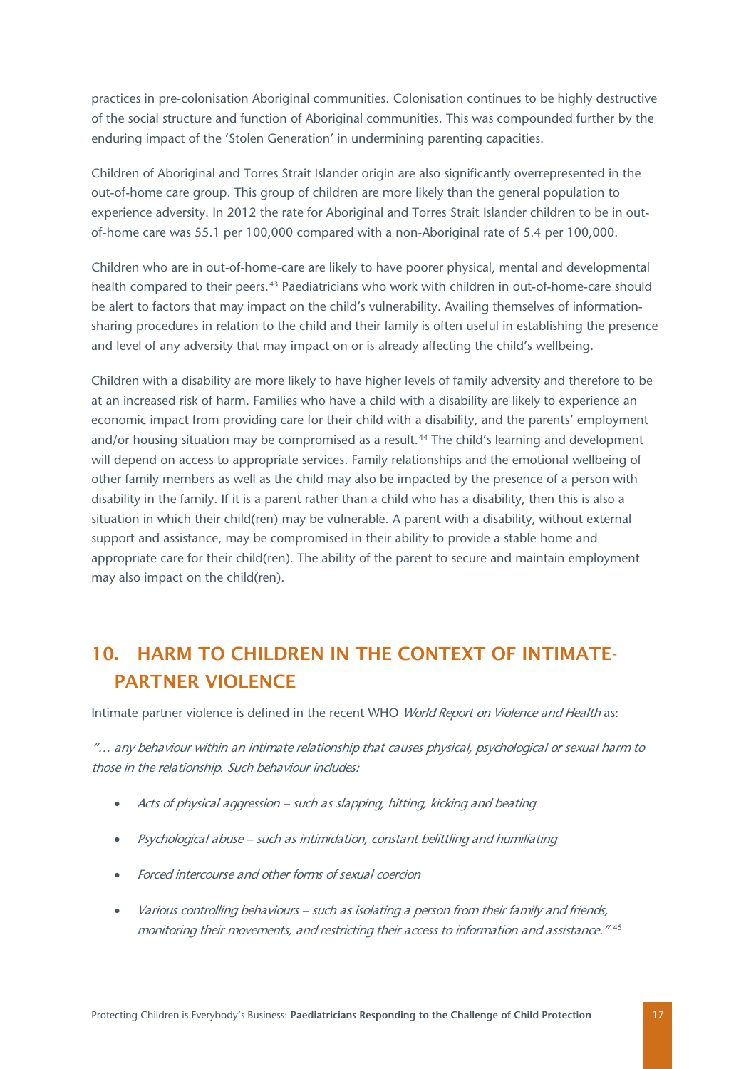practices in pre-colonisation Aboriginal communities. Colonisation continues to be highly destructive of the social structure and function of Aboriginal communities. This was compounded further by the enduring impact of the 'Stolen Generation' in undermining parenting capacities.

Children of Aboriginal and Torres Strait Islander origin are also significantly overrepresented in the out-of-home care group. This group of children are more likely than the general population to experience adversity. In 2012 the rate for Aboriginal and Torres Strait Islander children to be in out-of-home care was 55.1 per 100,000 compared with a non-Aboriginal rate of 5.4 per 100,000.

Children who are in out-of-home-care are likely to have poorer physical, mental and developmental health compared to their peers.[43] Paediatricians who work with children in out-of-home-care should be alert to factors that may impact on the child's vulnerability. Availing themselves of information-sharing procedures in relation to the child and their family is often useful in establishing the presence and level of any adversity that may impact on or is already affecting the child's wellbeing.

Children with a disability are more likely to have higher levels of family adversity and therefore to be at an increased risk of harm. Families who have a child with a disability are likely to experience an economic impact from providing care for their child with a disability, and the parents' employment and/or housing situation may be compromised as a result.[44] The child's learning and development will depend on access to appropriate services. Family relationships and the emotional wellbeing of other family members as well as the child may also be impacted by the presence of a person with disability in the family. If it is a parent rather than a child who has a disability, then this is also a situation in which their child(ren) may be vulnerable. A parent with a disability, without external support and assistance, may be compromised in their ability to provide a stable home and appropriate care for their child(ren). The ability of the parent to secure and maintain employment may also impact on the child(ren).

## 10. HARM TO CHILDREN IN THE CONTEXT OF INTIMATE-PARTNER VIOLENCE

Intimate partner violence is defined in the recent WHO *World Report on Violence and Health* as:

*"… any behaviour within an intimate relationship that causes physical, psychological or sexual harm to those in the relationship. Such behaviour includes:*

- *Acts of physical aggression – such as slapping, hitting, kicking and beating*
- *Psychological abuse – such as intimidation, constant belittling and humiliating*
- *Forced intercourse and other forms of sexual coercion*
- *Various controlling behaviours – such as isolating a person from their family and friends, monitoring their movements, and restricting their access to information and assistance."* [45]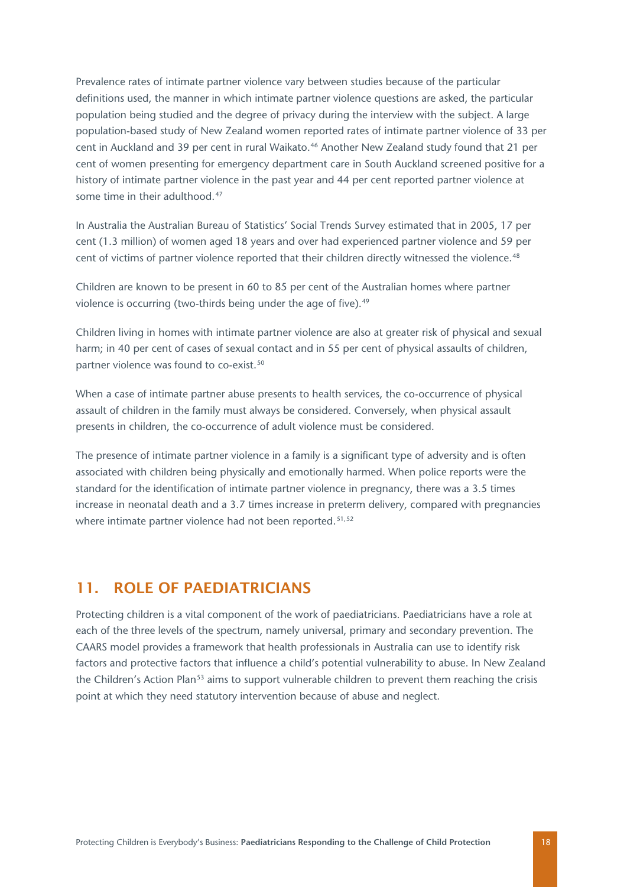Prevalence rates of intimate partner violence vary between studies because of the particular definitions used, the manner in which intimate partner violence questions are asked, the particular population being studied and the degree of privacy during the interview with the subject. A large population-based study of New Zealand women reported rates of intimate partner violence of 33 per cent in Auckland and 39 per cent in rural Waikato.[46] Another New Zealand study found that 21 per cent of women presenting for emergency department care in South Auckland screened positive for a history of intimate partner violence in the past year and 44 per cent reported partner violence at some time in their adulthood.[47]

In Australia the Australian Bureau of Statistics' Social Trends Survey estimated that in 2005, 17 per cent (1.3 million) of women aged 18 years and over had experienced partner violence and 59 per cent of victims of partner violence reported that their children directly witnessed the violence.[48]

Children are known to be present in 60 to 85 per cent of the Australian homes where partner violence is occurring (two-thirds being under the age of five).[49]

Children living in homes with intimate partner violence are also at greater risk of physical and sexual harm; in 40 per cent of cases of sexual contact and in 55 per cent of physical assaults of children, partner violence was found to co-exist.[50]

When a case of intimate partner abuse presents to health services, the co-occurrence of physical assault of children in the family must always be considered. Conversely, when physical assault presents in children, the co-occurrence of adult violence must be considered.

The presence of intimate partner violence in a family is a significant type of adversity and is often associated with children being physically and emotionally harmed. When police reports were the standard for the identification of intimate partner violence in pregnancy, there was a 3.5 times increase in neonatal death and a 3.7 times increase in preterm delivery, compared with pregnancies where intimate partner violence had not been reported.[51,52]

## 11. ROLE OF PAEDIATRICIANS

Protecting children is a vital component of the work of paediatricians. Paediatricians have a role at each of the three levels of the spectrum, namely universal, primary and secondary prevention. The CAARS model provides a framework that health professionals in Australia can use to identify risk factors and protective factors that influence a child's potential vulnerability to abuse. In New Zealand the Children's Action Plan[53] aims to support vulnerable children to prevent them reaching the crisis point at which they need statutory intervention because of abuse and neglect.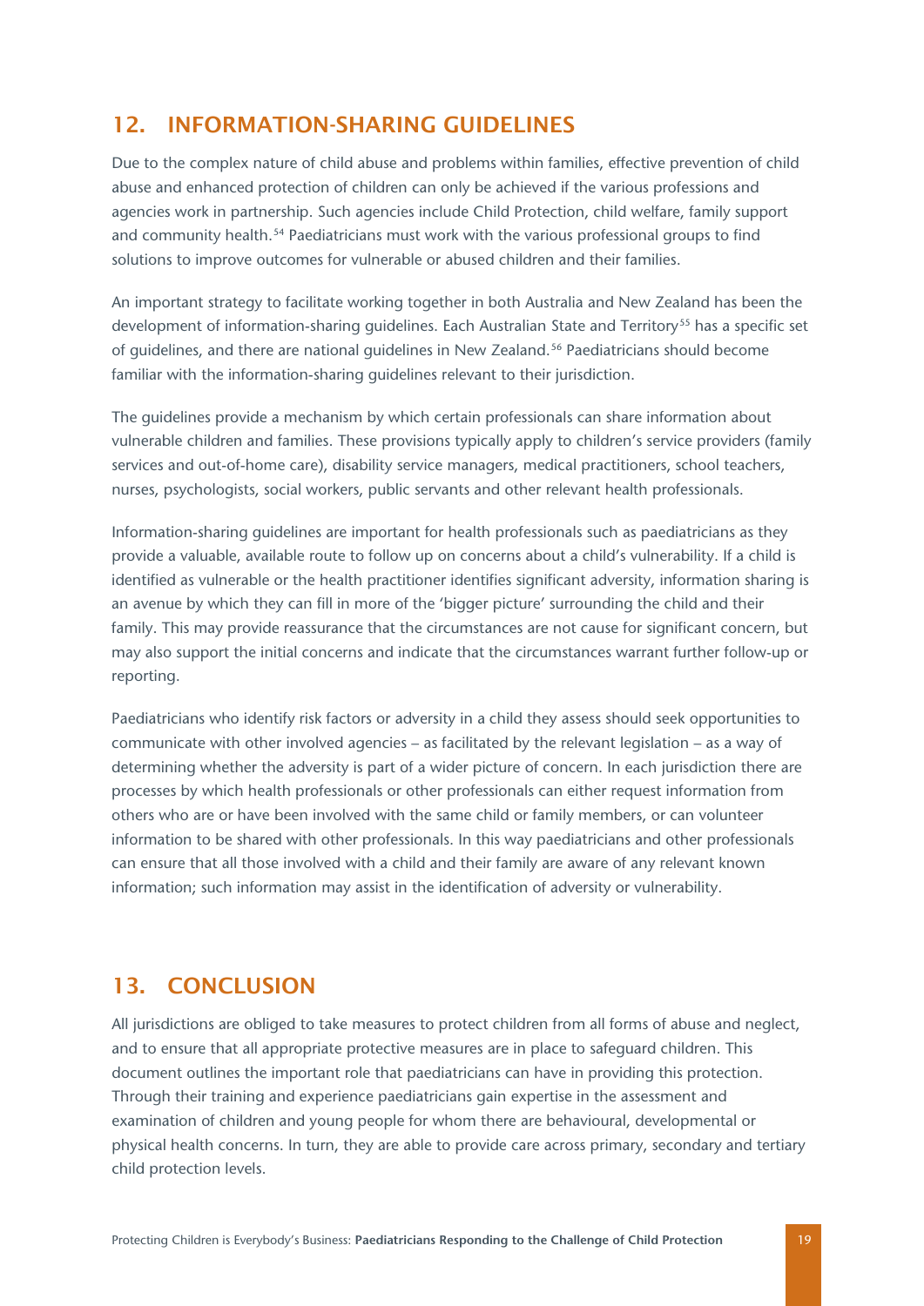## 12. INFORMATION-SHARING GUIDELINES

Due to the complex nature of child abuse and problems within families, effective prevention of child abuse and enhanced protection of children can only be achieved if the various professions and agencies work in partnership. Such agencies include Child Protection, child welfare, family support and community health.[54] Paediatricians must work with the various professional groups to find solutions to improve outcomes for vulnerable or abused children and their families.

An important strategy to facilitate working together in both Australia and New Zealand has been the development of information-sharing guidelines. Each Australian State and Territory[55] has a specific set of guidelines, and there are national guidelines in New Zealand.[56] Paediatricians should become familiar with the information-sharing guidelines relevant to their jurisdiction.

The guidelines provide a mechanism by which certain professionals can share information about vulnerable children and families. These provisions typically apply to children's service providers (family services and out-of-home care), disability service managers, medical practitioners, school teachers, nurses, psychologists, social workers, public servants and other relevant health professionals.

Information-sharing guidelines are important for health professionals such as paediatricians as they provide a valuable, available route to follow up on concerns about a child's vulnerability. If a child is identified as vulnerable or the health practitioner identifies significant adversity, information sharing is an avenue by which they can fill in more of the 'bigger picture' surrounding the child and their family. This may provide reassurance that the circumstances are not cause for significant concern, but may also support the initial concerns and indicate that the circumstances warrant further follow-up or reporting.

Paediatricians who identify risk factors or adversity in a child they assess should seek opportunities to communicate with other involved agencies – as facilitated by the relevant legislation – as a way of determining whether the adversity is part of a wider picture of concern. In each jurisdiction there are processes by which health professionals or other professionals can either request information from others who are or have been involved with the same child or family members, or can volunteer information to be shared with other professionals. In this way paediatricians and other professionals can ensure that all those involved with a child and their family are aware of any relevant known information; such information may assist in the identification of adversity or vulnerability.

## 13. CONCLUSION

All jurisdictions are obliged to take measures to protect children from all forms of abuse and neglect, and to ensure that all appropriate protective measures are in place to safeguard children. This document outlines the important role that paediatricians can have in providing this protection. Through their training and experience paediatricians gain expertise in the assessment and examination of children and young people for whom there are behavioural, developmental or physical health concerns. In turn, they are able to provide care across primary, secondary and tertiary child protection levels.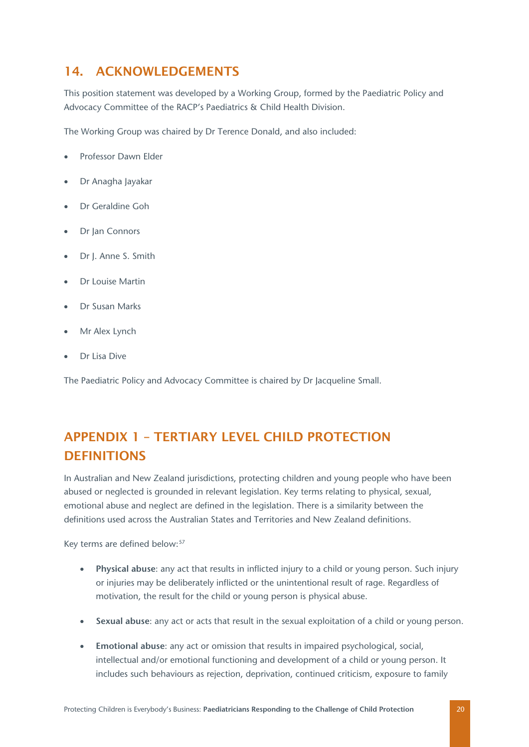## 14. ACKNOWLEDGEMENTS

This position statement was developed by a Working Group, formed by the Paediatric Policy and Advocacy Committee of the RACP's Paediatrics & Child Health Division.

The Working Group was chaired by Dr Terence Donald, and also included:

- Professor Dawn Elder
- Dr Anagha Jayakar
- Dr Geraldine Goh
- Dr Jan Connors
- Dr J. Anne S. Smith
- Dr Louise Martin
- Dr Susan Marks
- Mr Alex Lynch
- Dr Lisa Dive

The Paediatric Policy and Advocacy Committee is chaired by Dr Jacqueline Small.

## APPENDIX 1 – TERTIARY LEVEL CHILD PROTECTION DEFINITIONS

In Australian and New Zealand jurisdictions, protecting children and young people who have been abused or neglected is grounded in relevant legislation. Key terms relating to physical, sexual, emotional abuse and neglect are defined in the legislation. There is a similarity between the definitions used across the Australian States and Territories and New Zealand definitions.

Key terms are defined below:[57]

- **Physical abuse**: any act that results in inflicted injury to a child or young person. Such injury or injuries may be deliberately inflicted or the unintentional result of rage. Regardless of motivation, the result for the child or young person is physical abuse.
- **Sexual abuse**: any act or acts that result in the sexual exploitation of a child or young person.
- **Emotional abuse**: any act or omission that results in impaired psychological, social, intellectual and/or emotional functioning and development of a child or young person. It includes such behaviours as rejection, deprivation, continued criticism, exposure to family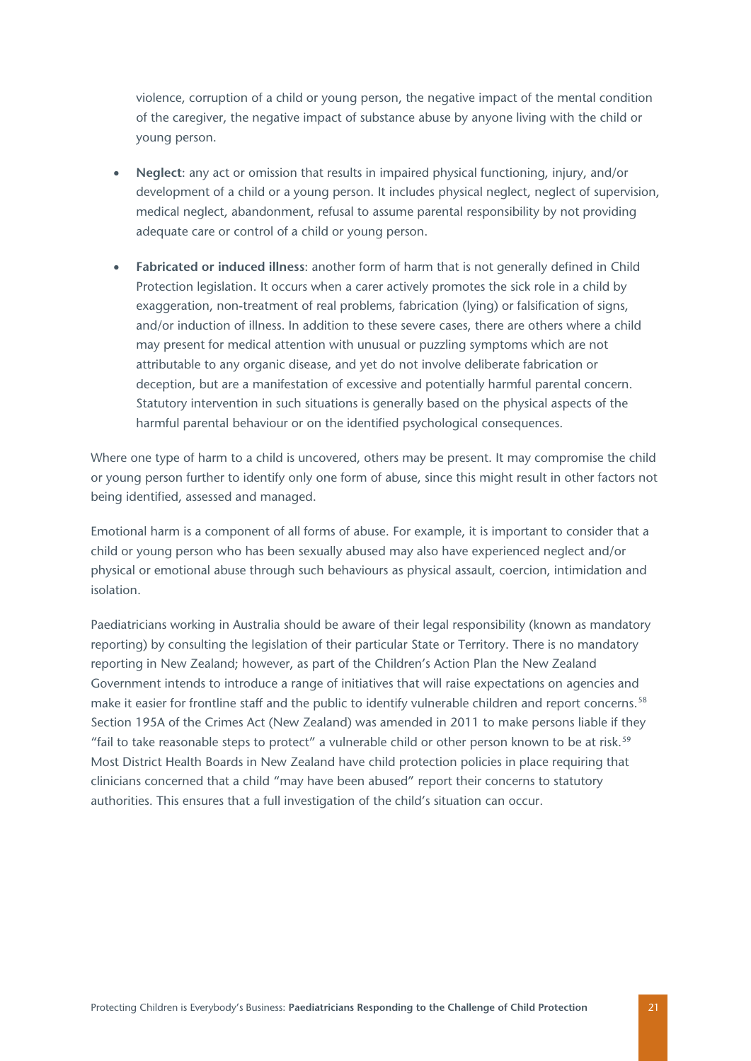violence, corruption of a child or young person, the negative impact of the mental condition of the caregiver, the negative impact of substance abuse by anyone living with the child or young person.

- **Neglect**: any act or omission that results in impaired physical functioning, injury, and/or development of a child or a young person. It includes physical neglect, neglect of supervision, medical neglect, abandonment, refusal to assume parental responsibility by not providing adequate care or control of a child or young person.
- **Fabricated or induced illness**: another form of harm that is not generally defined in Child Protection legislation. It occurs when a carer actively promotes the sick role in a child by exaggeration, non-treatment of real problems, fabrication (lying) or falsification of signs, and/or induction of illness. In addition to these severe cases, there are others where a child may present for medical attention with unusual or puzzling symptoms which are not attributable to any organic disease, and yet do not involve deliberate fabrication or deception, but are a manifestation of excessive and potentially harmful parental concern. Statutory intervention in such situations is generally based on the physical aspects of the harmful parental behaviour or on the identified psychological consequences.

Where one type of harm to a child is uncovered, others may be present. It may compromise the child or young person further to identify only one form of abuse, since this might result in other factors not being identified, assessed and managed.

Emotional harm is a component of all forms of abuse. For example, it is important to consider that a child or young person who has been sexually abused may also have experienced neglect and/or physical or emotional abuse through such behaviours as physical assault, coercion, intimidation and isolation.

Paediatricians working in Australia should be aware of their legal responsibility (known as mandatory reporting) by consulting the legislation of their particular State or Territory. There is no mandatory reporting in New Zealand; however, as part of the Children's Action Plan the New Zealand Government intends to introduce a range of initiatives that will raise expectations on agencies and make it easier for frontline staff and the public to identify vulnerable children and report concerns.[58] Section 195A of the Crimes Act (New Zealand) was amended in 2011 to make persons liable if they "fail to take reasonable steps to protect" a vulnerable child or other person known to be at risk.[59] Most District Health Boards in New Zealand have child protection policies in place requiring that clinicians concerned that a child "may have been abused" report their concerns to statutory authorities. This ensures that a full investigation of the child's situation can occur.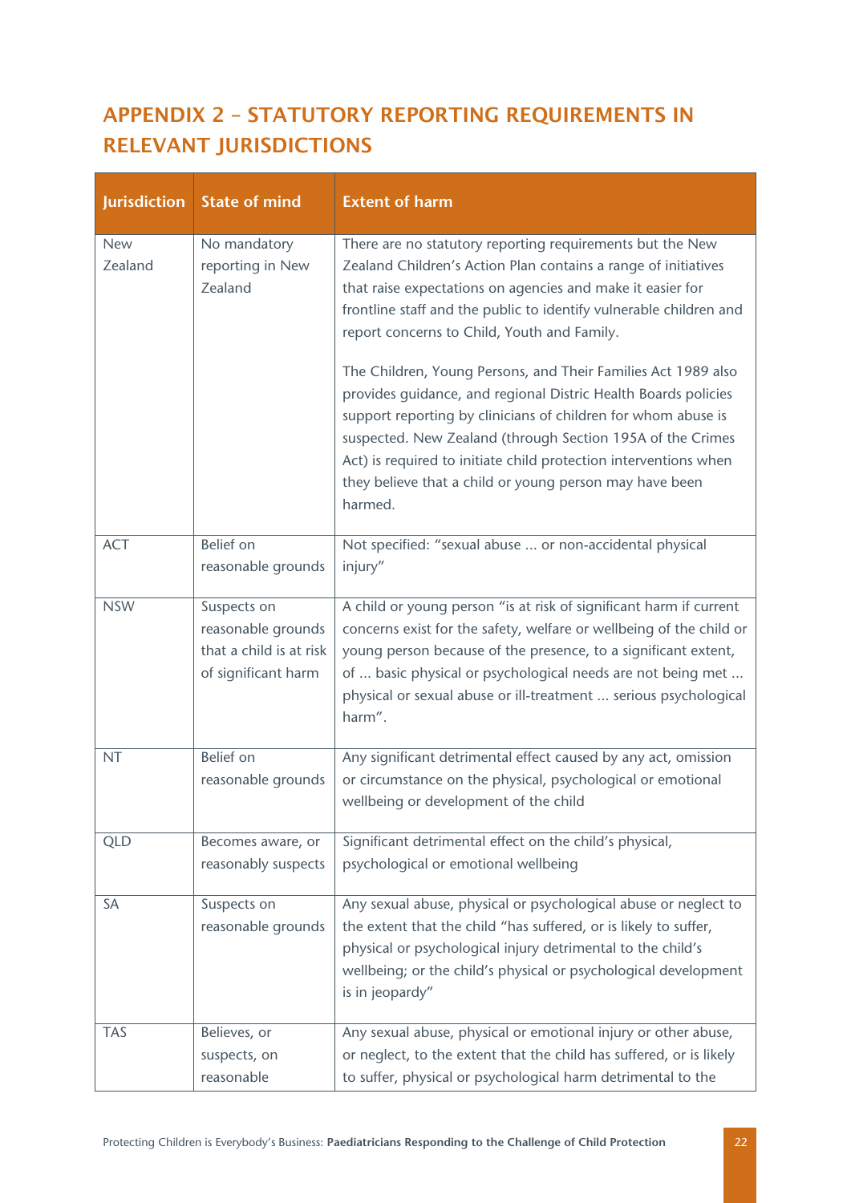## APPENDIX 2 – STATUTORY REPORTING REQUIREMENTS IN RELEVANT JURISDICTIONS

| Jurisdiction | State of mind | Extent of harm |
|---|---|---|
| New Zealand | No mandatory reporting in New Zealand | There are no statutory reporting requirements but the New Zealand Children's Action Plan contains a range of initiatives that raise expectations on agencies and make it easier for frontline staff and the public to identify vulnerable children and report concerns to Child, Youth and Family.<br><br>The Children, Young Persons, and Their Families Act 1989 also provides guidance, and regional Distric Health Boards policies support reporting by clinicians of children for whom abuse is suspected. New Zealand (through Section 195A of the Crimes Act) is required to initiate child protection interventions when they believe that a child or young person may have been harmed. |
| ACT | Belief on reasonable grounds | Not specified: "sexual abuse … or non-accidental physical injury" |
| NSW | Suspects on reasonable grounds that a child is at risk of significant harm | A child or young person "is at risk of significant harm if current concerns exist for the safety, welfare or wellbeing of the child or young person because of the presence, to a significant extent, of … basic physical or psychological needs are not being met … physical or sexual abuse or ill-treatment … serious psychological harm". |
| NT | Belief on reasonable grounds | Any significant detrimental effect caused by any act, omission or circumstance on the physical, psychological or emotional wellbeing or development of the child |
| QLD | Becomes aware, or reasonably suspects | Significant detrimental effect on the child's physical, psychological or emotional wellbeing |
| SA | Suspects on reasonable grounds | Any sexual abuse, physical or psychological abuse or neglect to the extent that the child "has suffered, or is likely to suffer, physical or psychological injury detrimental to the child's wellbeing; or the child's physical or psychological development is in jeopardy" |
| TAS | Believes, or suspects, on reasonable | Any sexual abuse, physical or emotional injury or other abuse, or neglect, to the extent that the child has suffered, or is likely to suffer, physical or psychological harm detrimental to the |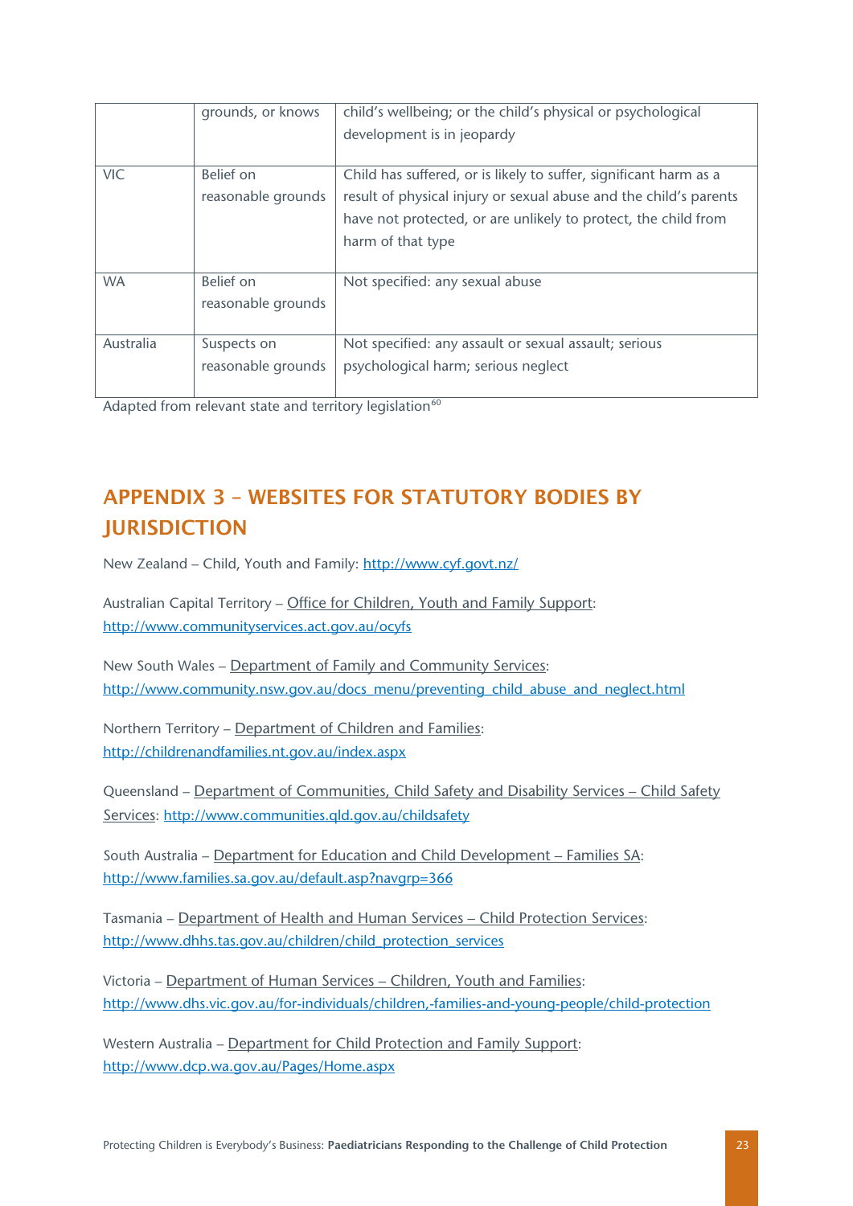| | grounds, or knows | child's wellbeing; or the child's physical or psychological development is in jeopardy |
|---|---|---|
| VIC | Belief on reasonable grounds | Child has suffered, or is likely to suffer, significant harm as a result of physical injury or sexual abuse and the child's parents have not protected, or are unlikely to protect, the child from harm of that type |
| WA | Belief on reasonable grounds | Not specified: any sexual abuse |
| Australia | Suspects on reasonable grounds | Not specified: any assault or sexual assault; serious psychological harm; serious neglect |

Adapted from relevant state and territory legislation[60]

## APPENDIX 3 – WEBSITES FOR STATUTORY BODIES BY JURISDICTION

New Zealand – Child, Youth and Family: http://www.cyf.govt.nz/

Australian Capital Territory – Office for Children, Youth and Family Support: http://www.communityservices.act.gov.au/ocyfs

New South Wales – Department of Family and Community Services: http://www.community.nsw.gov.au/docs_menu/preventing_child_abuse_and_neglect.html

Northern Territory – Department of Children and Families: http://childrenandfamilies.nt.gov.au/index.aspx

Queensland – Department of Communities, Child Safety and Disability Services – Child Safety Services: http://www.communities.qld.gov.au/childsafety

South Australia – Department for Education and Child Development – Families SA: http://www.families.sa.gov.au/default.asp?navgrp=366

Tasmania – Department of Health and Human Services – Child Protection Services: http://www.dhhs.tas.gov.au/children/child_protection_services

Victoria – Department of Human Services – Children, Youth and Families: http://www.dhs.vic.gov.au/for-individuals/children,-families-and-young-people/child-protection

Western Australia – Department for Child Protection and Family Support: http://www.dcp.wa.gov.au/Pages/Home.aspx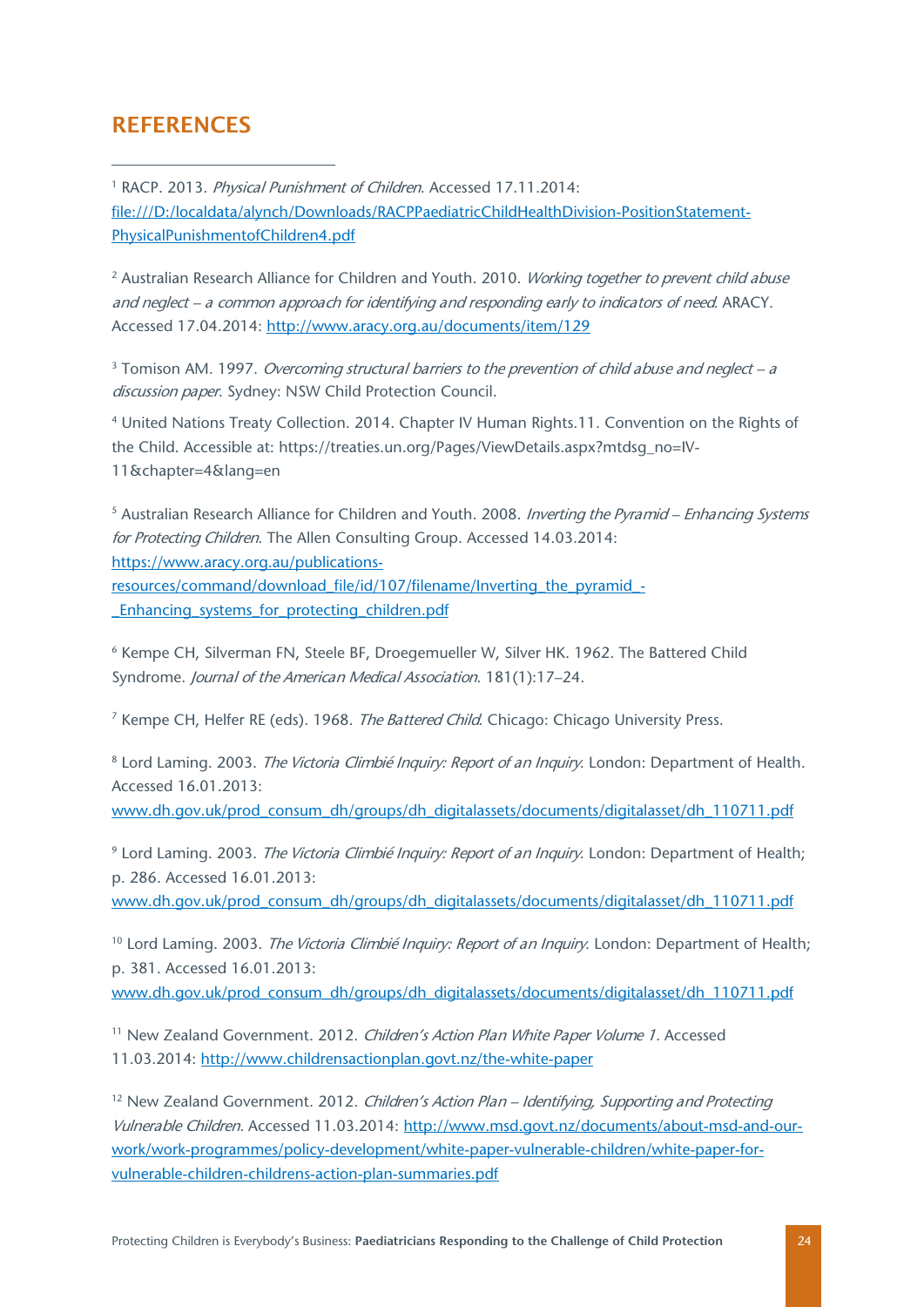## REFERENCES

[1] RACP. 2013. *Physical Punishment of Children*. Accessed 17.11.2014: file:///D:/localdata/alynch/Downloads/RACPPaediatricChildHealthDivision-PositionStatement-PhysicalPunishmentofChildren4.pdf

[2] Australian Research Alliance for Children and Youth. 2010. *Working together to prevent child abuse and neglect – a common approach for identifying and responding early to indicators of need*. ARACY. Accessed 17.04.2014: http://www.aracy.org.au/documents/item/129

[3] Tomison AM. 1997. *Overcoming structural barriers to the prevention of child abuse and neglect – a discussion paper*. Sydney: NSW Child Protection Council.

[4] United Nations Treaty Collection. 2014. Chapter IV Human Rights.11. Convention on the Rights of the Child. Accessible at: https://treaties.un.org/Pages/ViewDetails.aspx?mtdsg_no=IV-11&chapter=4&lang=en

[5] Australian Research Alliance for Children and Youth. 2008. *Inverting the Pyramid – Enhancing Systems for Protecting Children*. The Allen Consulting Group. Accessed 14.03.2014: https://www.aracy.org.au/publications-resources/command/download_file/id/107/filename/Inverting_the_pyramid_-_Enhancing_systems_for_protecting_children.pdf

[6] Kempe CH, Silverman FN, Steele BF, Droegemueller W, Silver HK. 1962. The Battered Child Syndrome. *Journal of the American Medical Association*. 181(1):17–24.

[7] Kempe CH, Helfer RE (eds). 1968. *The Battered Child*. Chicago: Chicago University Press.

[8] Lord Laming. 2003. *The Victoria Climbié Inquiry: Report of an Inquiry*. London: Department of Health. Accessed 16.01.2013: www.dh.gov.uk/prod_consum_dh/groups/dh_digitalassets/documents/digitalasset/dh_110711.pdf

[9] Lord Laming. 2003. *The Victoria Climbié Inquiry: Report of an Inquiry*. London: Department of Health; p. 286. Accessed 16.01.2013: www.dh.gov.uk/prod_consum_dh/groups/dh_digitalassets/documents/digitalasset/dh_110711.pdf

[10] Lord Laming. 2003. *The Victoria Climbié Inquiry: Report of an Inquiry*. London: Department of Health; p. 381. Accessed 16.01.2013: www.dh.gov.uk/prod_consum_dh/groups/dh_digitalassets/documents/digitalasset/dh_110711.pdf

[11] New Zealand Government. 2012. *Children's Action Plan White Paper Volume 1*. Accessed 11.03.2014: http://www.childrensactionplan.govt.nz/the-white-paper

[12] New Zealand Government. 2012. *Children's Action Plan – Identifying, Supporting and Protecting Vulnerable Children*. Accessed 11.03.2014: http://www.msd.govt.nz/documents/about-msd-and-our-work/work-programmes/policy-development/white-paper-vulnerable-children/white-paper-for-vulnerable-children-childrens-action-plan-summaries.pdf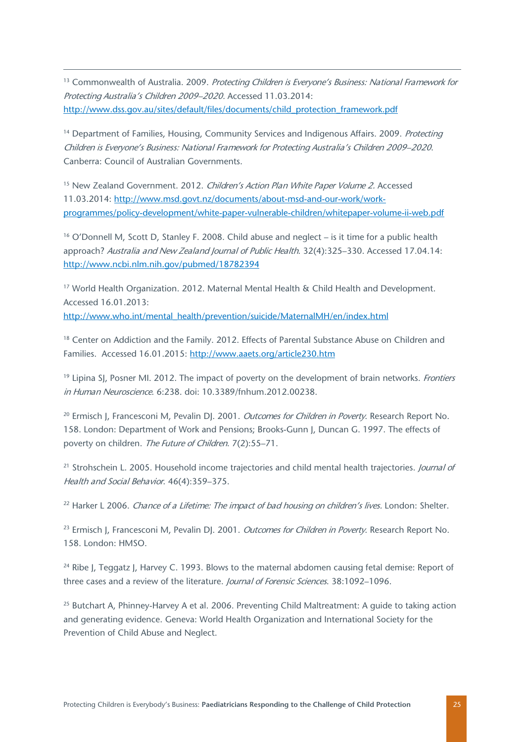[13] Commonwealth of Australia. 2009. *Protecting Children is Everyone's Business: National Framework for Protecting Australia's Children 2009–2020*. Accessed 11.03.2014: http://www.dss.gov.au/sites/default/files/documents/child_protection_framework.pdf

[14] Department of Families, Housing, Community Services and Indigenous Affairs. 2009. *Protecting Children is Everyone's Business: National Framework for Protecting Australia's Children 2009–2020*. Canberra: Council of Australian Governments.

[15] New Zealand Government. 2012. *Children's Action Plan White Paper Volume 2*. Accessed 11.03.2014: http://www.msd.govt.nz/documents/about-msd-and-our-work/work-programmes/policy-development/white-paper-vulnerable-children/whitepaper-volume-ii-web.pdf

[16] O'Donnell M, Scott D, Stanley F. 2008. Child abuse and neglect – is it time for a public health approach? *Australia and New Zealand Journal of Public Health*. 32(4):325–330. Accessed 17.04.14: http://www.ncbi.nlm.nih.gov/pubmed/18782394

[17] World Health Organization. 2012. Maternal Mental Health & Child Health and Development. Accessed 16.01.2013: http://www.who.int/mental_health/prevention/suicide/MaternalMH/en/index.html

[18] Center on Addiction and the Family. 2012. Effects of Parental Substance Abuse on Children and Families. Accessed 16.01.2015: http://www.aaets.org/article230.htm

[19] Lipina SJ, Posner MI. 2012. The impact of poverty on the development of brain networks. *Frontiers in Human Neuroscience*. 6:238. doi: 10.3389/fnhum.2012.00238.

[20] Ermisch J, Francesconi M, Pevalin DJ. 2001. *Outcomes for Children in Poverty*. Research Report No. 158. London: Department of Work and Pensions; Brooks-Gunn J, Duncan G. 1997. The effects of poverty on children. *The Future of Children*. 7(2):55–71.

[21] Strohschein L. 2005. Household income trajectories and child mental health trajectories. *Journal of Health and Social Behavior*. 46(4):359–375.

[22] Harker L 2006. *Chance of a Lifetime: The impact of bad housing on children's lives*. London: Shelter.

[23] Ermisch J, Francesconi M, Pevalin DJ. 2001. *Outcomes for Children in Poverty*. Research Report No. 158. London: HMSO.

[24] Ribe J, Teggatz J, Harvey C. 1993. Blows to the maternal abdomen causing fetal demise: Report of three cases and a review of the literature. *Journal of Forensic Sciences*. 38:1092–1096.

[25] Butchart A, Phinney-Harvey A et al. 2006. Preventing Child Maltreatment: A guide to taking action and generating evidence. Geneva: World Health Organization and International Society for the Prevention of Child Abuse and Neglect.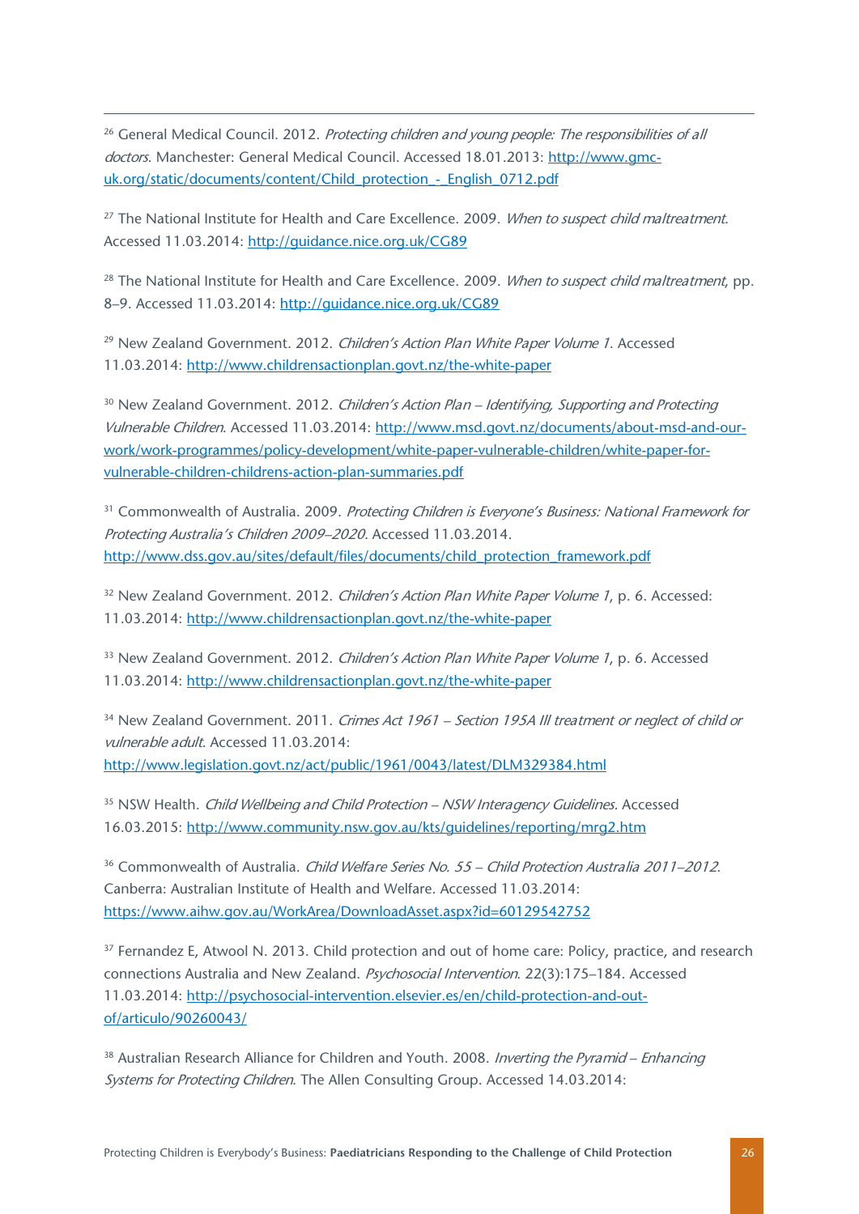[26] General Medical Council. 2012. *Protecting children and young people: The responsibilities of all doctors*. Manchester: General Medical Council. Accessed 18.01.2013: http://www.gmc-uk.org/static/documents/content/Child_protection_-_English_0712.pdf

[27] The National Institute for Health and Care Excellence. 2009. *When to suspect child maltreatment*. Accessed 11.03.2014: http://guidance.nice.org.uk/CG89

[28] The National Institute for Health and Care Excellence. 2009. *When to suspect child maltreatment*, pp. 8–9. Accessed 11.03.2014: http://guidance.nice.org.uk/CG89

[29] New Zealand Government. 2012. *Children's Action Plan White Paper Volume 1*. Accessed 11.03.2014: http://www.childrensactionplan.govt.nz/the-white-paper

[30] New Zealand Government. 2012. *Children's Action Plan – Identifying, Supporting and Protecting Vulnerable Children*. Accessed 11.03.2014: http://www.msd.govt.nz/documents/about-msd-and-our-work/work-programmes/policy-development/white-paper-vulnerable-children/white-paper-for-vulnerable-children-childrens-action-plan-summaries.pdf

[31] Commonwealth of Australia. 2009. *Protecting Children is Everyone's Business: National Framework for Protecting Australia's Children 2009–2020.* Accessed 11.03.2014. http://www.dss.gov.au/sites/default/files/documents/child_protection_framework.pdf

[32] New Zealand Government. 2012. *Children's Action Plan White Paper Volume 1*, p. 6. Accessed: 11.03.2014: http://www.childrensactionplan.govt.nz/the-white-paper

[33] New Zealand Government. 2012. *Children's Action Plan White Paper Volume 1*, p. 6. Accessed 11.03.2014: http://www.childrensactionplan.govt.nz/the-white-paper

[34] New Zealand Government. 2011. *Crimes Act 1961 – Section 195A Ill treatment or neglect of child or vulnerable adult*. Accessed 11.03.2014: http://www.legislation.govt.nz/act/public/1961/0043/latest/DLM329384.html

[35] NSW Health. *Child Wellbeing and Child Protection – NSW Interagency Guidelines*. Accessed 16.03.2015: http://www.community.nsw.gov.au/kts/guidelines/reporting/mrg2.htm

[36] Commonwealth of Australia. *Child Welfare Series No. 55 – Child Protection Australia 2011–2012*. Canberra: Australian Institute of Health and Welfare. Accessed 11.03.2014: https://www.aihw.gov.au/WorkArea/DownloadAsset.aspx?id=60129542752

[37] Fernandez E, Atwool N. 2013. Child protection and out of home care: Policy, practice, and research connections Australia and New Zealand. *Psychosocial Intervention*. 22(3):175–184. Accessed 11.03.2014: http://psychosocial-intervention.elsevier.es/en/child-protection-and-out-of/articulo/90260043/

[38] Australian Research Alliance for Children and Youth. 2008. *Inverting the Pyramid – Enhancing Systems for Protecting Children*. The Allen Consulting Group. Accessed 14.03.2014: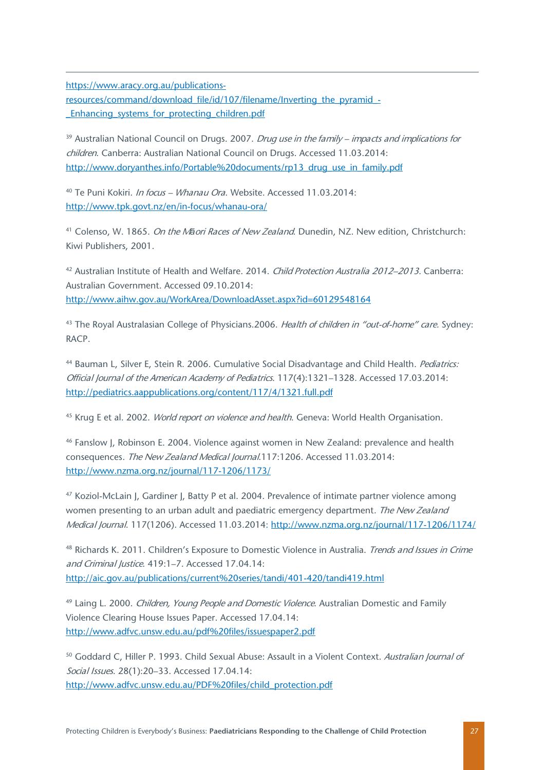https://www.aracy.org.au/publications-resources/command/download_file/id/107/filename/Inverting_the_pyramid_-_Enhancing_systems_for_protecting_children.pdf

[39] Australian National Council on Drugs. 2007. *Drug use in the family – impacts and implications for children*. Canberra: Australian National Council on Drugs. Accessed 11.03.2014: http://www.doryanthes.info/Portable%20documents/rp13_drug_use_in_family.pdf

[40] Te Puni Kokiri. *In focus – Whanau Ora*. Website. Accessed 11.03.2014: http://www.tpk.govt.nz/en/in-focus/whanau-ora/

[41] Colenso, W. 1865. *On the Māori Races of New Zealand*. Dunedin, NZ. New edition, Christchurch: Kiwi Publishers, 2001.

[42] Australian Institute of Health and Welfare. 2014. *Child Protection Australia 2012–2013*. Canberra: Australian Government. Accessed 09.10.2014: http://www.aihw.gov.au/WorkArea/DownloadAsset.aspx?id=60129548164

[43] The Royal Australasian College of Physicians.2006. *Health of children in "out-of-home" care*. Sydney: RACP.

[44] Bauman L, Silver E, Stein R. 2006. Cumulative Social Disadvantage and Child Health. *Pediatrics: Official Journal of the American Academy of Pediatrics*. 117(4):1321–1328. Accessed 17.03.2014: http://pediatrics.aappublications.org/content/117/4/1321.full.pdf

[45] Krug E et al. 2002. *World report on violence and health*. Geneva: World Health Organisation.

[46] Fanslow J, Robinson E. 2004. Violence against women in New Zealand: prevalence and health consequences. *The New Zealand Medical Journal*.117:1206. Accessed 11.03.2014: http://www.nzma.org.nz/journal/117-1206/1173/

[47] Koziol-McLain J, Gardiner J, Batty P et al. 2004. Prevalence of intimate partner violence among women presenting to an urban adult and paediatric emergency department. *The New Zealand Medical Journal*. 117(1206). Accessed 11.03.2014: http://www.nzma.org.nz/journal/117-1206/1174/

[48] Richards K. 2011. Children's Exposure to Domestic Violence in Australia. *Trends and Issues in Crime and Criminal Justice*. 419:1–7. Accessed 17.04.14: http://aic.gov.au/publications/current%20series/tandi/401-420/tandi419.html

[49] Laing L. 2000. *Children, Young People and Domestic Violence*. Australian Domestic and Family Violence Clearing House Issues Paper. Accessed 17.04.14: http://www.adfvc.unsw.edu.au/pdf%20files/issuespaper2.pdf

[50] Goddard C, Hiller P. 1993. Child Sexual Abuse: Assault in a Violent Context. *Australian Journal of Social Issues*. 28(1):20–33. Accessed 17.04.14: http://www.adfvc.unsw.edu.au/PDF%20files/child_protection.pdf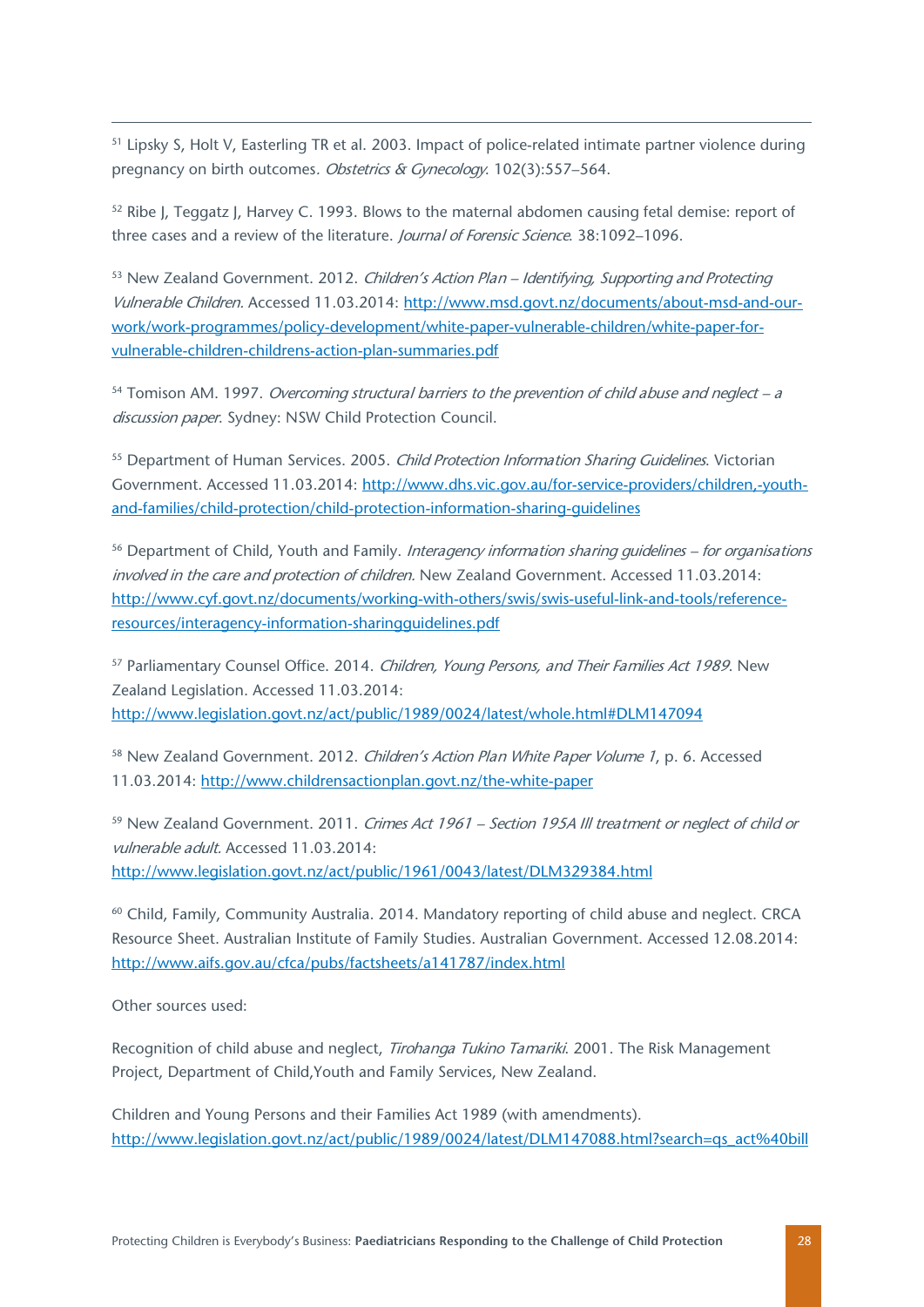[51] Lipsky S, Holt V, Easterling TR et al. 2003. Impact of police-related intimate partner violence during pregnancy on birth outcomes. *Obstetrics & Gynecology*. 102(3):557–564.

[52] Ribe J, Teggatz J, Harvey C. 1993. Blows to the maternal abdomen causing fetal demise: report of three cases and a review of the literature. *Journal of Forensic Science*. 38:1092–1096.

[53] New Zealand Government. 2012. *Children's Action Plan – Identifying, Supporting and Protecting Vulnerable Children.* Accessed 11.03.2014: http://www.msd.govt.nz/documents/about-msd-and-our-work/work-programmes/policy-development/white-paper-vulnerable-children/white-paper-for-vulnerable-children-childrens-action-plan-summaries.pdf

[54] Tomison AM. 1997. *Overcoming structural barriers to the prevention of child abuse and neglect – a discussion paper.* Sydney: NSW Child Protection Council.

[55] Department of Human Services. 2005. *Child Protection Information Sharing Guidelines*. Victorian Government. Accessed 11.03.2014: http://www.dhs.vic.gov.au/for-service-providers/children,-youth-and-families/child-protection/child-protection-information-sharing-guidelines

[56] Department of Child, Youth and Family. *Interagency information sharing guidelines – for organisations involved in the care and protection of children.* New Zealand Government. Accessed 11.03.2014: http://www.cyf.govt.nz/documents/working-with-others/swis/swis-useful-link-and-tools/reference-resources/interagency-information-sharingguidelines.pdf

[57] Parliamentary Counsel Office. 2014. *Children, Young Persons, and Their Families Act 1989*. New Zealand Legislation. Accessed 11.03.2014: http://www.legislation.govt.nz/act/public/1989/0024/latest/whole.html#DLM147094

[58] New Zealand Government. 2012. *Children's Action Plan White Paper Volume 1*, p. 6. Accessed 11.03.2014: http://www.childrensactionplan.govt.nz/the-white-paper

[59] New Zealand Government. 2011. *Crimes Act 1961 – Section 195A Ill treatment or neglect of child or vulnerable adult*. Accessed 11.03.2014: http://www.legislation.govt.nz/act/public/1961/0043/latest/DLM329384.html

[60] Child, Family, Community Australia. 2014. Mandatory reporting of child abuse and neglect. CRCA Resource Sheet. Australian Institute of Family Studies. Australian Government. Accessed 12.08.2014: http://www.aifs.gov.au/cfca/pubs/factsheets/a141787/index.html

Other sources used:

Recognition of child abuse and neglect, *Tirohanga Tukino Tamariki*. 2001. The Risk Management Project, Department of Child,Youth and Family Services, New Zealand.

Children and Young Persons and their Families Act 1989 (with amendments). http://www.legislation.govt.nz/act/public/1989/0024/latest/DLM147088.html?search=qs_act%40bill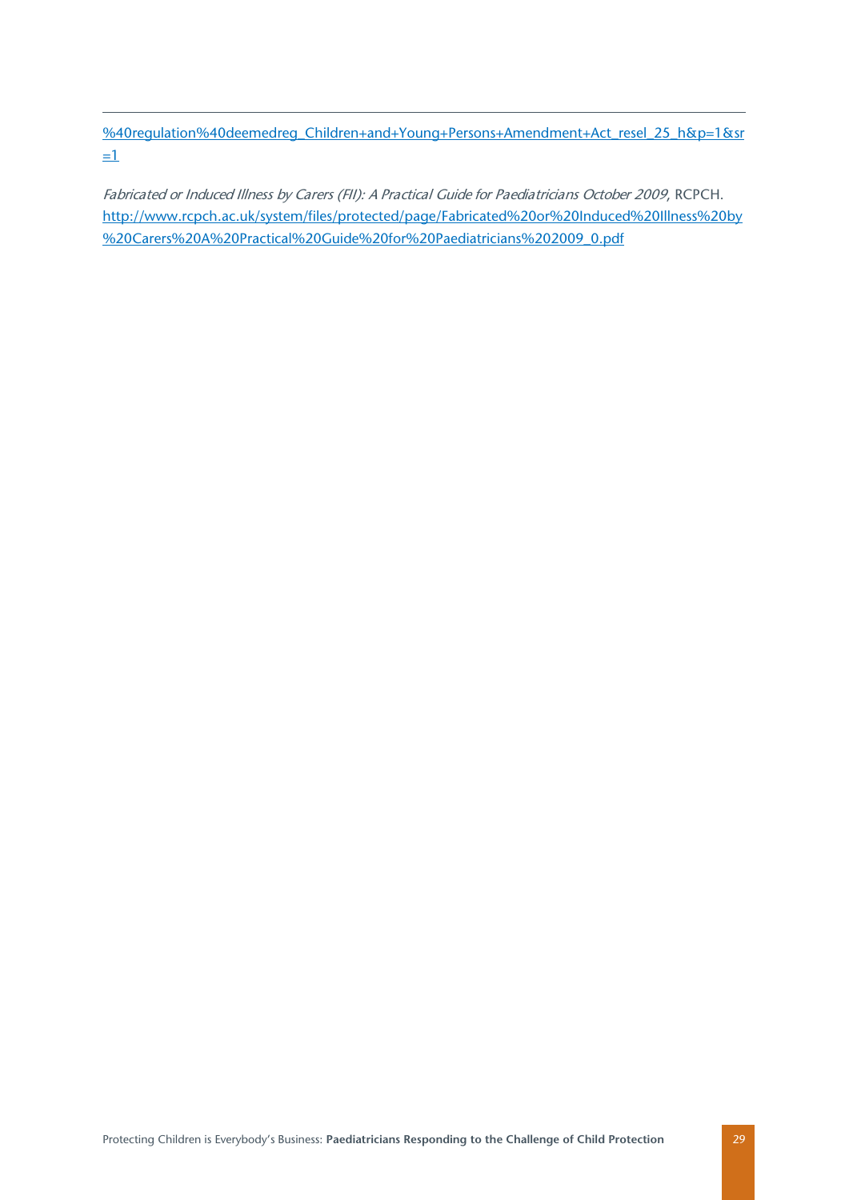[%40regulation%40deemedreg_Children+and+Young+Persons+Amendment+Act_resel_25_h&p=1&sr=1](%40regulation%40deemedreg_Children+and+Young+Persons+Amendment+Act_resel_25_h&p=1&sr=1)

*Fabricated or Induced Illness by Carers (FII): A Practical Guide for Paediatricians October 2009*, RCPCH. [http://www.rcpch.ac.uk/system/files/protected/page/Fabricated%20or%20Induced%20Illness%20by%20Carers%20A%20Practical%20Guide%20for%20Paediatricians%202009_0.pdf](http://www.rcpch.ac.uk/system/files/protected/page/Fabricated%20or%20Induced%20Illness%20by%20Carers%20A%20Practical%20Guide%20for%20Paediatricians%202009_0.pdf)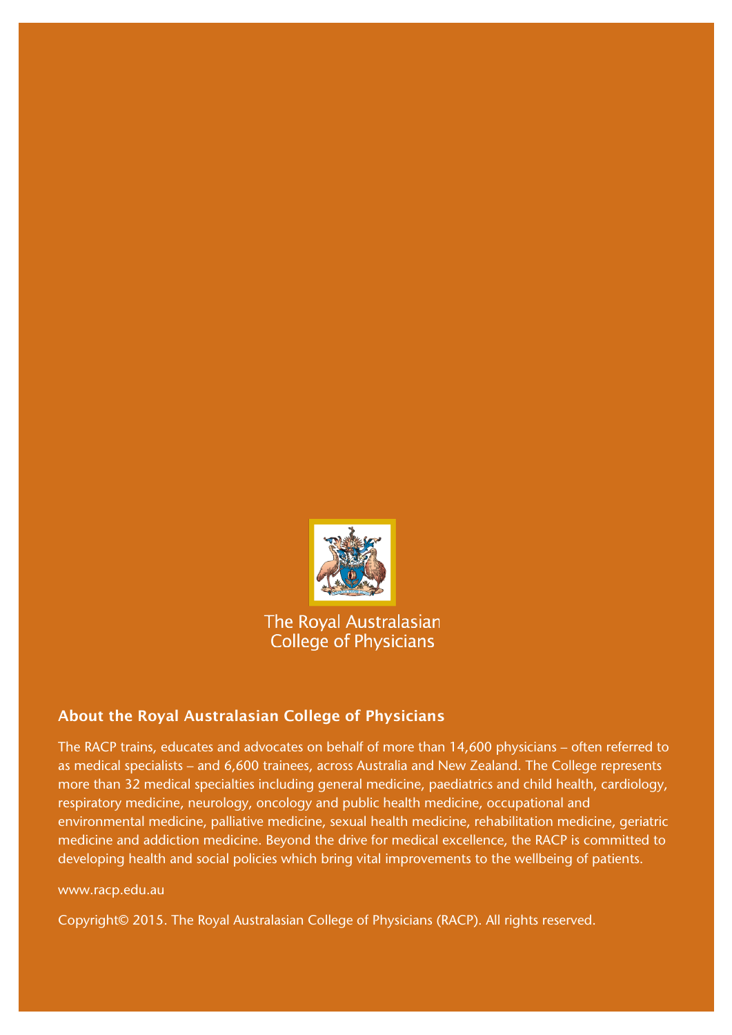The Royal Australasian College of Physicians

## About the Royal Australasian College of Physicians

The RACP trains, educates and advocates on behalf of more than 14,600 physicians – often referred to as medical specialists – and 6,600 trainees, across Australia and New Zealand. The College represents more than 32 medical specialties including general medicine, paediatrics and child health, cardiology, respiratory medicine, neurology, oncology and public health medicine, occupational and environmental medicine, palliative medicine, sexual health medicine, rehabilitation medicine, geriatric medicine and addiction medicine. Beyond the drive for medical excellence, the RACP is committed to developing health and social policies which bring vital improvements to the wellbeing of patients.

www.racp.edu.au

Copyright© 2015. The Royal Australasian College of Physicians (RACP). All rights reserved.